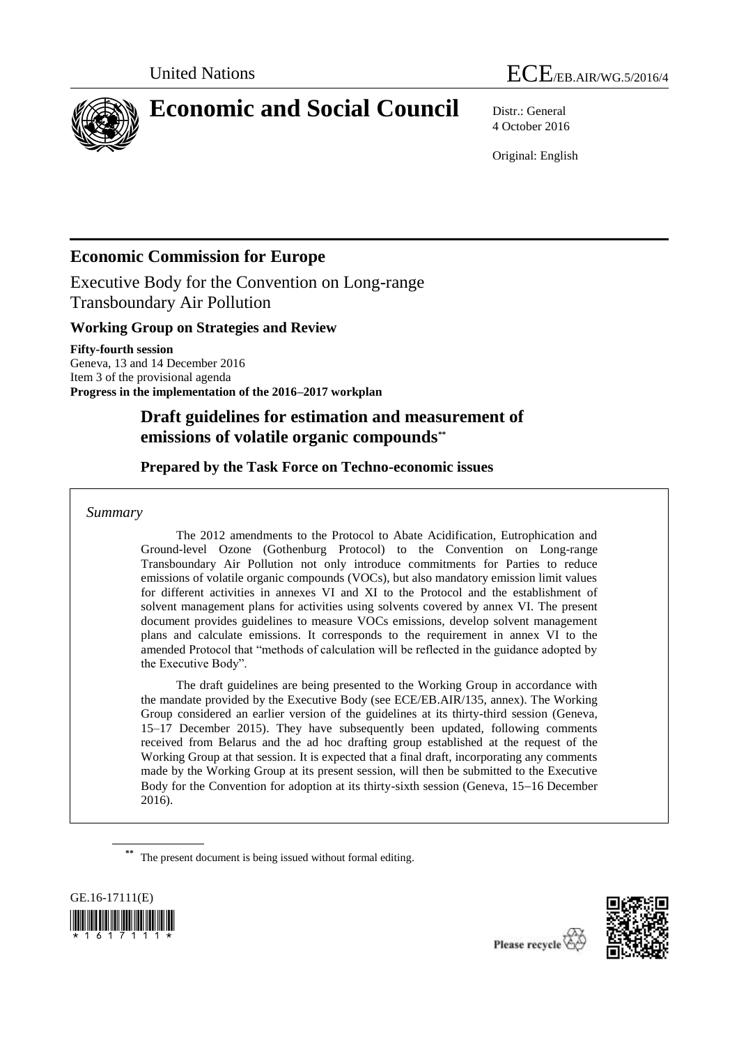United Nations ECE/EB.AIR/WG.5/2016/4

# Economic and Social Council

Distr.: General
4 October 2016

Original: English

## Economic Commission for Europe

Executive Body for the Convention on Long-range Transboundary Air Pollution

### Working Group on Strategies and Review

**Fifty-fourth session**
Geneva, 13 and 14 December 2016
Item 3 of the provisional agenda
**Progress in the implementation of the 2016–2017 workplan**

## Draft guidelines for estimation and measurement of emissions of volatile organic compounds[**]

### Prepared by the Task Force on Techno-economic issues

*Summary*

The 2012 amendments to the Protocol to Abate Acidification, Eutrophication and Ground-level Ozone (Gothenburg Protocol) to the Convention on Long-range Transboundary Air Pollution not only introduce commitments for Parties to reduce emissions of volatile organic compounds (VOCs), but also mandatory emission limit values for different activities in annexes VI and XI to the Protocol and the establishment of solvent management plans for activities using solvents covered by annex VI. The present document provides guidelines to measure VOCs emissions, develop solvent management plans and calculate emissions. It corresponds to the requirement in annex VI to the amended Protocol that "methods of calculation will be reflected in the guidance adopted by the Executive Body".

The draft guidelines are being presented to the Working Group in accordance with the mandate provided by the Executive Body (see ECE/EB.AIR/135, annex). The Working Group considered an earlier version of the guidelines at its thirty-third session (Geneva, 15–17 December 2015). They have subsequently been updated, following comments received from Belarus and the ad hoc drafting group established at the request of the Working Group at that session. It is expected that a final draft, incorporating any comments made by the Working Group at its present session, will then be submitted to the Executive Body for the Convention for adoption at its thirty-sixth session (Geneva, 15–16 December 2016).

[**] The present document is being issued without formal editing.

GE.16-17111(E)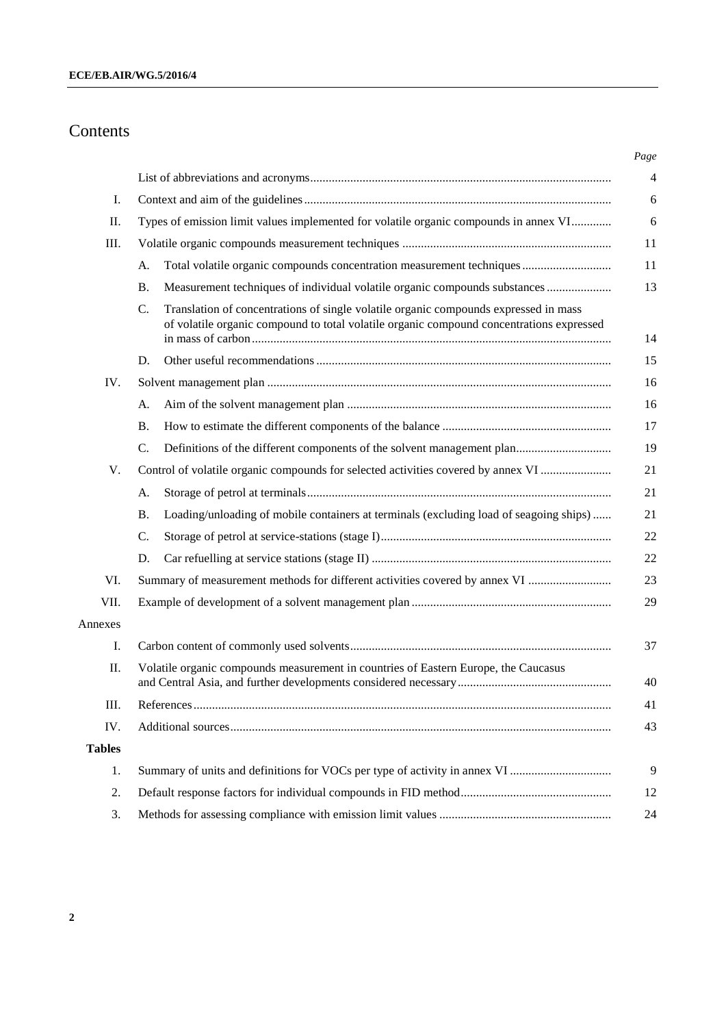# Contents

| | | Page |
|---|---|---|
| | List of abbreviations and acronyms | 4 |
| I. | Context and aim of the guidelines | 6 |
| II. | Types of emission limit values implemented for volatile organic compounds in annex VI | 6 |
| III. | Volatile organic compounds measurement techniques | 11 |
| | A. Total volatile organic compounds concentration measurement techniques | 11 |
| | B. Measurement techniques of individual volatile organic compounds substances | 13 |
| | C. Translation of concentrations of single volatile organic compounds expressed in mass of volatile organic compound to total volatile organic compound concentrations expressed in mass of carbon | 14 |
| | D. Other useful recommendations | 15 |
| IV. | Solvent management plan | 16 |
| | A. Aim of the solvent management plan | 16 |
| | B. How to estimate the different components of the balance | 17 |
| | C. Definitions of the different components of the solvent management plan | 19 |
| V. | Control of volatile organic compounds for selected activities covered by annex VI | 21 |
| | A. Storage of petrol at terminals | 21 |
| | B. Loading/unloading of mobile containers at terminals (excluding load of seagoing ships) | 21 |
| | C. Storage of petrol at service-stations (stage I) | 22 |
| | D. Car refuelling at service stations (stage II) | 22 |
| VI. | Summary of measurement methods for different activities covered by annex VI | 23 |
| VII. | Example of development of a solvent management plan | 29 |
| Annexes | | |
| I. | Carbon content of commonly used solvents | 37 |
| II. | Volatile organic compounds measurement in countries of Eastern Europe, the Caucasus and Central Asia, and further developments considered necessary | 40 |
| III. | References | 41 |
| IV. | Additional sources | 43 |
| **Tables** | | |
| 1. | Summary of units and definitions for VOCs per type of activity in annex VI | 9 |
| 2. | Default response factors for individual compounds in FID method | 12 |
| 3. | Methods for assessing compliance with emission limit values | 24 |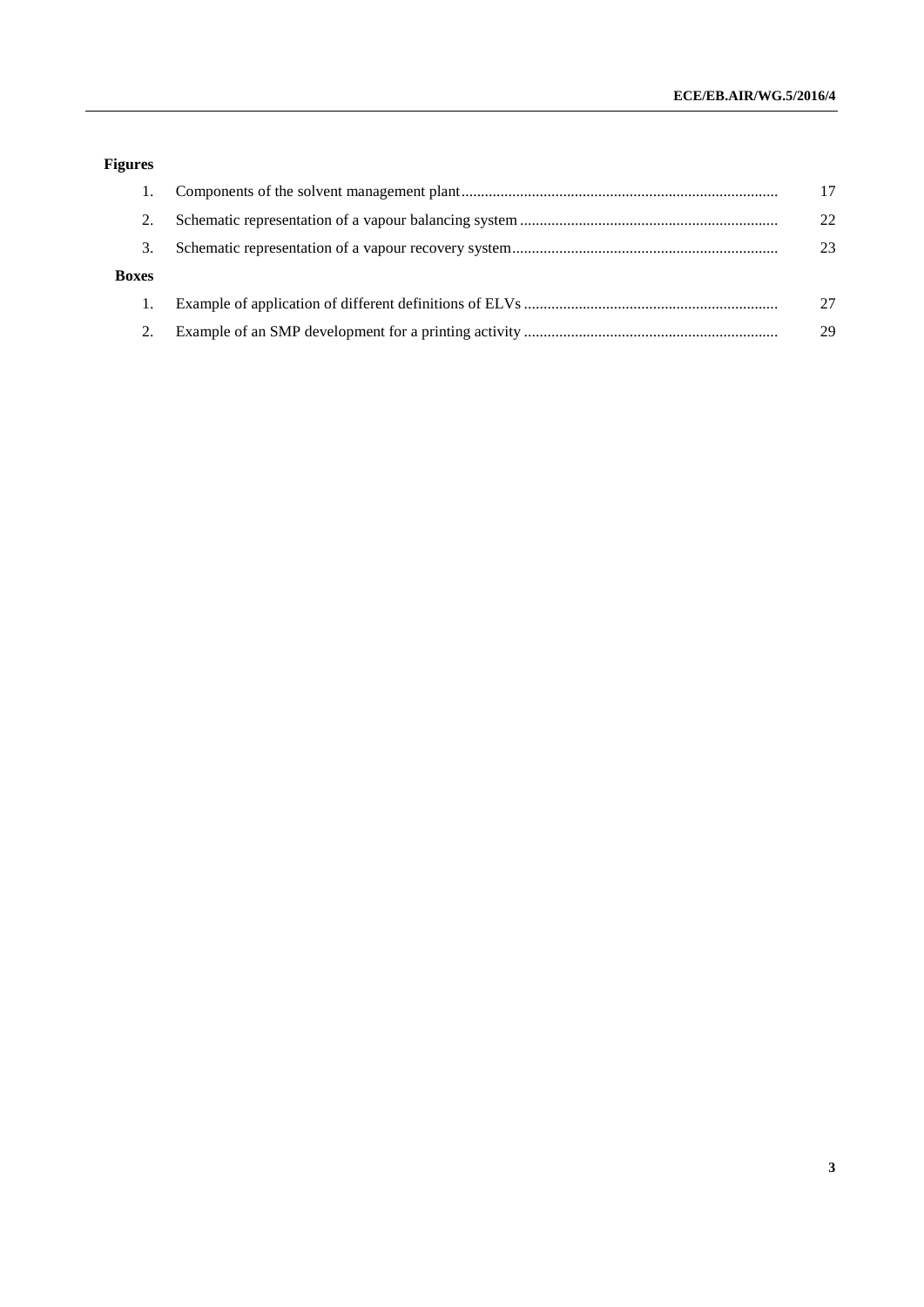## Figures

| | | |
|---|---|---|
| 1. | Components of the solvent management plant | 17 |
| 2. | Schematic representation of a vapour balancing system | 22 |
| 3. | Schematic representation of a vapour recovery system | 23 |

## Boxes

| | | |
|---|---|---|
| 1. | Example of application of different definitions of ELVs | 27 |
| 2. | Example of an SMP development for a printing activity | 29 |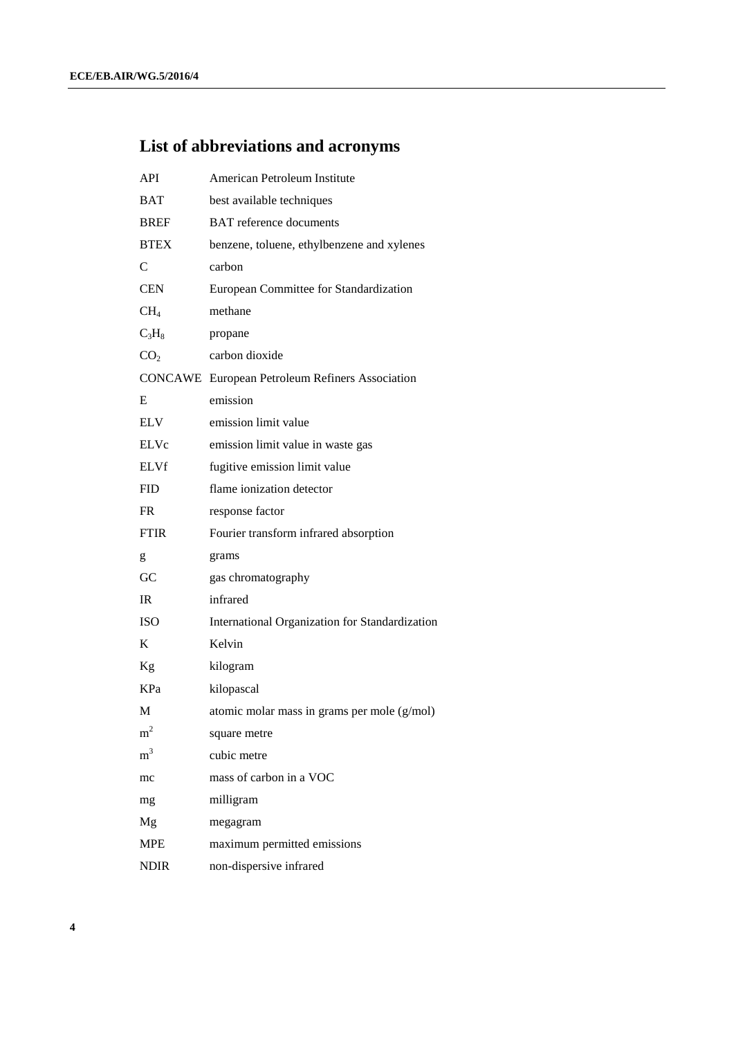## List of abbreviations and acronyms

| | |
|---|---|
| API | American Petroleum Institute |
| BAT | best available techniques |
| BREF | BAT reference documents |
| BTEX | benzene, toluene, ethylbenzene and xylenes |
| C | carbon |
| CEN | European Committee for Standardization |
| $CH_4$ | methane |
| $C_3H_8$ | propane |
| $CO_2$ | carbon dioxide |
| CONCAWE | European Petroleum Refiners Association |
| E | emission |
| ELV | emission limit value |
| ELVc | emission limit value in waste gas |
| ELVf | fugitive emission limit value |
| FID | flame ionization detector |
| FR | response factor |
| FTIR | Fourier transform infrared absorption |
| g | grams |
| GC | gas chromatography |
| IR | infrared |
| ISO | International Organization for Standardization |
| K | Kelvin |
| Kg | kilogram |
| KPa | kilopascal |
| M | atomic molar mass in grams per mole (g/mol) |
| $m^2$ | square metre |
| $m^3$ | cubic metre |
| mc | mass of carbon in a VOC |
| mg | milligram |
| Mg | megagram |
| MPE | maximum permitted emissions |
| NDIR | non-dispersive infrared |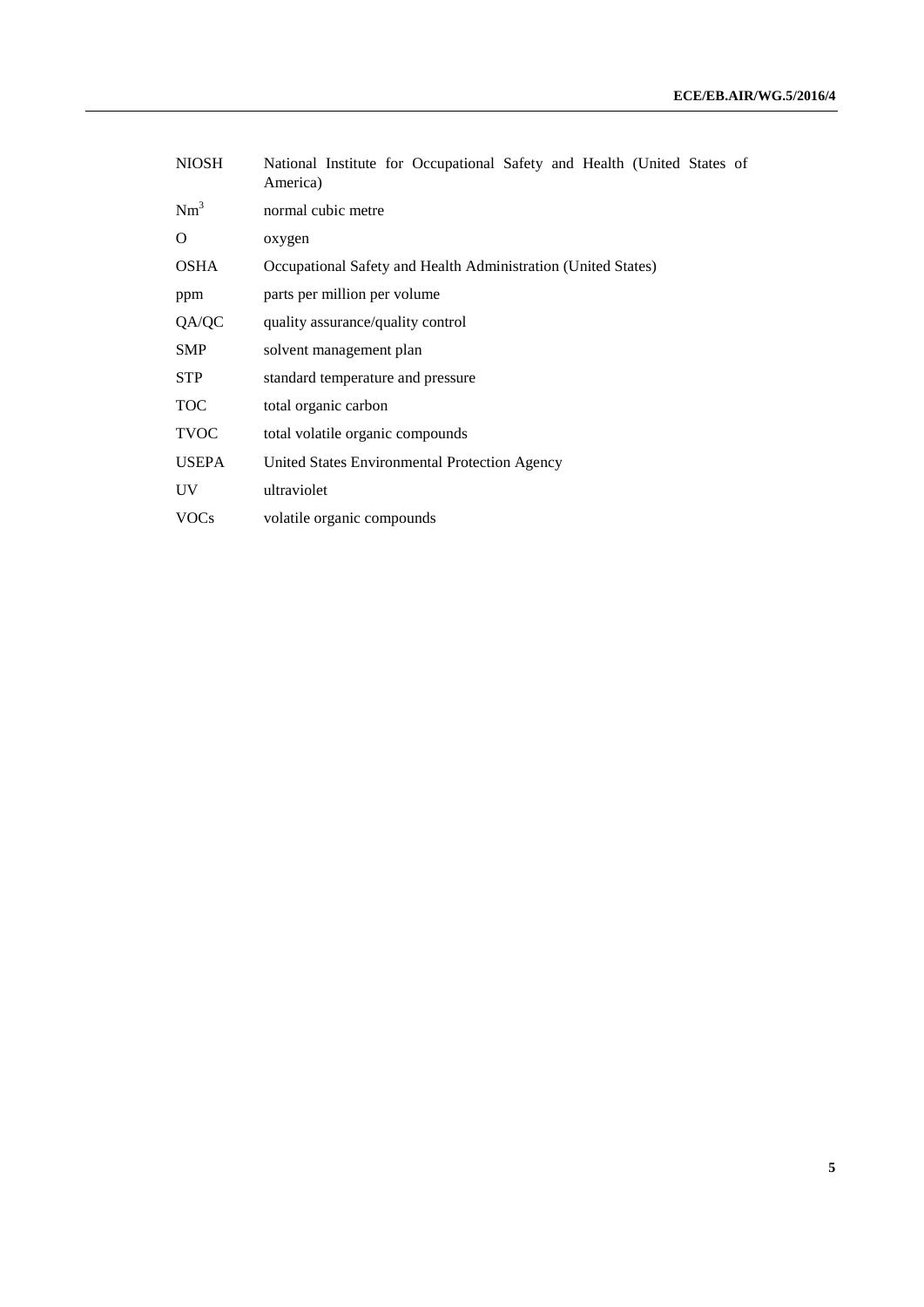| | |
|---|---|
| NIOSH | National Institute for Occupational Safety and Health (United States of America) |
| $Nm^3$ | normal cubic metre |
| O | oxygen |
| OSHA | Occupational Safety and Health Administration (United States) |
| ppm | parts per million per volume |
| QA/QC | quality assurance/quality control |
| SMP | solvent management plan |
| STP | standard temperature and pressure |
| TOC | total organic carbon |
| TVOC | total volatile organic compounds |
| USEPA | United States Environmental Protection Agency |
| UV | ultraviolet |
| VOCs | volatile organic compounds |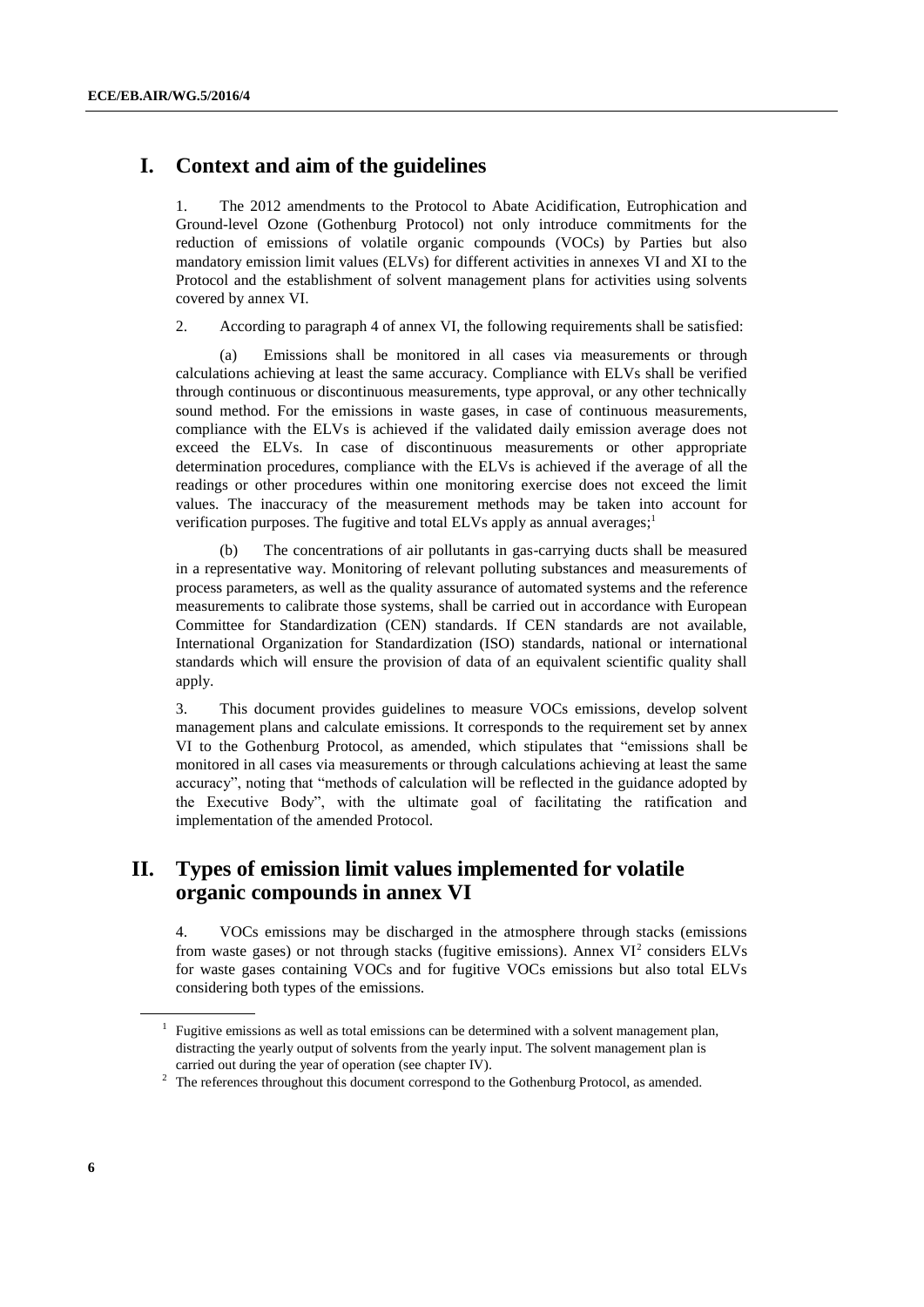# I. Context and aim of the guidelines

1. The 2012 amendments to the Protocol to Abate Acidification, Eutrophication and Ground-level Ozone (Gothenburg Protocol) not only introduce commitments for the reduction of emissions of volatile organic compounds (VOCs) by Parties but also mandatory emission limit values (ELVs) for different activities in annexes VI and XI to the Protocol and the establishment of solvent management plans for activities using solvents covered by annex VI.

2. According to paragraph 4 of annex VI, the following requirements shall be satisfied:

(a) Emissions shall be monitored in all cases via measurements or through calculations achieving at least the same accuracy. Compliance with ELVs shall be verified through continuous or discontinuous measurements, type approval, or any other technically sound method. For the emissions in waste gases, in case of continuous measurements, compliance with the ELVs is achieved if the validated daily emission average does not exceed the ELVs. In case of discontinuous measurements or other appropriate determination procedures, compliance with the ELVs is achieved if the average of all the readings or other procedures within one monitoring exercise does not exceed the limit values. The inaccuracy of the measurement methods may be taken into account for verification purposes. The fugitive and total ELVs apply as annual averages;[1]

(b) The concentrations of air pollutants in gas-carrying ducts shall be measured in a representative way. Monitoring of relevant polluting substances and measurements of process parameters, as well as the quality assurance of automated systems and the reference measurements to calibrate those systems, shall be carried out in accordance with European Committee for Standardization (CEN) standards. If CEN standards are not available, International Organization for Standardization (ISO) standards, national or international standards which will ensure the provision of data of an equivalent scientific quality shall apply.

3. This document provides guidelines to measure VOCs emissions, develop solvent management plans and calculate emissions. It corresponds to the requirement set by annex VI to the Gothenburg Protocol, as amended, which stipulates that "emissions shall be monitored in all cases via measurements or through calculations achieving at least the same accuracy", noting that "methods of calculation will be reflected in the guidance adopted by the Executive Body", with the ultimate goal of facilitating the ratification and implementation of the amended Protocol.

# II. Types of emission limit values implemented for volatile organic compounds in annex VI

4. VOCs emissions may be discharged in the atmosphere through stacks (emissions from waste gases) or not through stacks (fugitive emissions). Annex VI[2] considers ELVs for waste gases containing VOCs and for fugitive VOCs emissions but also total ELVs considering both types of the emissions.

---

[1] Fugitive emissions as well as total emissions can be determined with a solvent management plan, distracting the yearly output of solvents from the yearly input. The solvent management plan is carried out during the year of operation (see chapter IV).

[2] The references throughout this document correspond to the Gothenburg Protocol, as amended.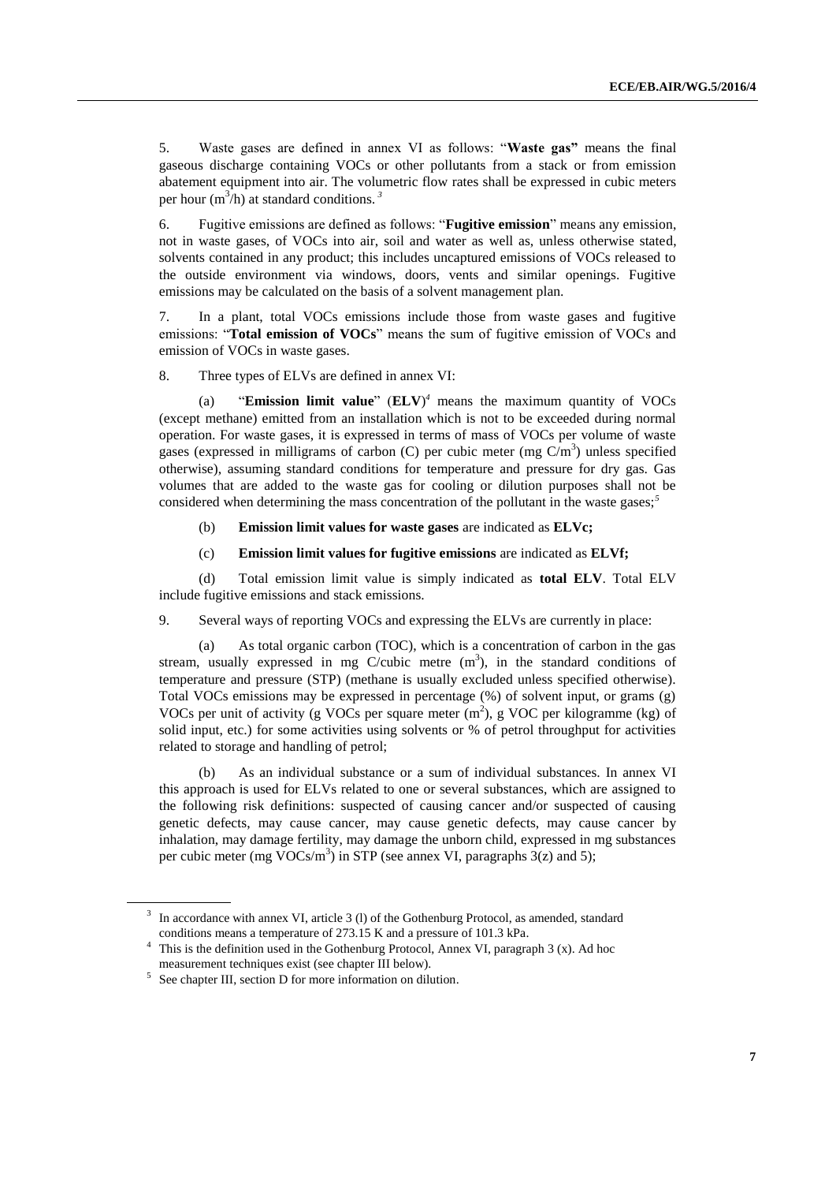5. Waste gases are defined in annex VI as follows: "**Waste gas"** means the final gaseous discharge containing VOCs or other pollutants from a stack or from emission abatement equipment into air. The volumetric flow rates shall be expressed in cubic meters per hour ($m^3$/h) at standard conditions.[3]

6. Fugitive emissions are defined as follows: "**Fugitive emission**" means any emission, not in waste gases, of VOCs into air, soil and water as well as, unless otherwise stated, solvents contained in any product; this includes uncaptured emissions of VOCs released to the outside environment via windows, doors, vents and similar openings. Fugitive emissions may be calculated on the basis of a solvent management plan.

7. In a plant, total VOCs emissions include those from waste gases and fugitive emissions: "**Total emission of VOCs**" means the sum of fugitive emission of VOCs and emission of VOCs in waste gases.

8. Three types of ELVs are defined in annex VI:

(a) "**Emission limit value**" (**ELV**)[4] means the maximum quantity of VOCs (except methane) emitted from an installation which is not to be exceeded during normal operation. For waste gases, it is expressed in terms of mass of VOCs per volume of waste gases (expressed in milligrams of carbon (C) per cubic meter (mg C/$m^3$) unless specified otherwise), assuming standard conditions for temperature and pressure for dry gas. Gas volumes that are added to the waste gas for cooling or dilution purposes shall not be considered when determining the mass concentration of the pollutant in the waste gases;[5]

(b) **Emission limit values for waste gases** are indicated as **ELVc;**

(c) **Emission limit values for fugitive emissions** are indicated as **ELVf;**

(d) Total emission limit value is simply indicated as **total ELV**. Total ELV include fugitive emissions and stack emissions.

9. Several ways of reporting VOCs and expressing the ELVs are currently in place:

(a) As total organic carbon (TOC), which is a concentration of carbon in the gas stream, usually expressed in mg C/cubic metre ($m^3$), in the standard conditions of temperature and pressure (STP) (methane is usually excluded unless specified otherwise). Total VOCs emissions may be expressed in percentage (%) of solvent input, or grams (g) VOCs per unit of activity (g VOCs per square meter ($m^2$), g VOC per kilogramme (kg) of solid input, etc.) for some activities using solvents or % of petrol throughput for activities related to storage and handling of petrol;

(b) As an individual substance or a sum of individual substances. In annex VI this approach is used for ELVs related to one or several substances, which are assigned to the following risk definitions: suspected of causing cancer and/or suspected of causing genetic defects, may cause cancer, may cause genetic defects, may cause cancer by inhalation, may damage fertility, may damage the unborn child, expressed in mg substances per cubic meter (mg VOCs/$m^3$) in STP (see annex VI, paragraphs 3(z) and 5);

---

[3] In accordance with annex VI, article 3 (l) of the Gothenburg Protocol, as amended, standard conditions means a temperature of 273.15 K and a pressure of 101.3 kPa.

[4] This is the definition used in the Gothenburg Protocol, Annex VI, paragraph 3 (x). Ad hoc measurement techniques exist (see chapter III below).

[5] See chapter III, section D for more information on dilution.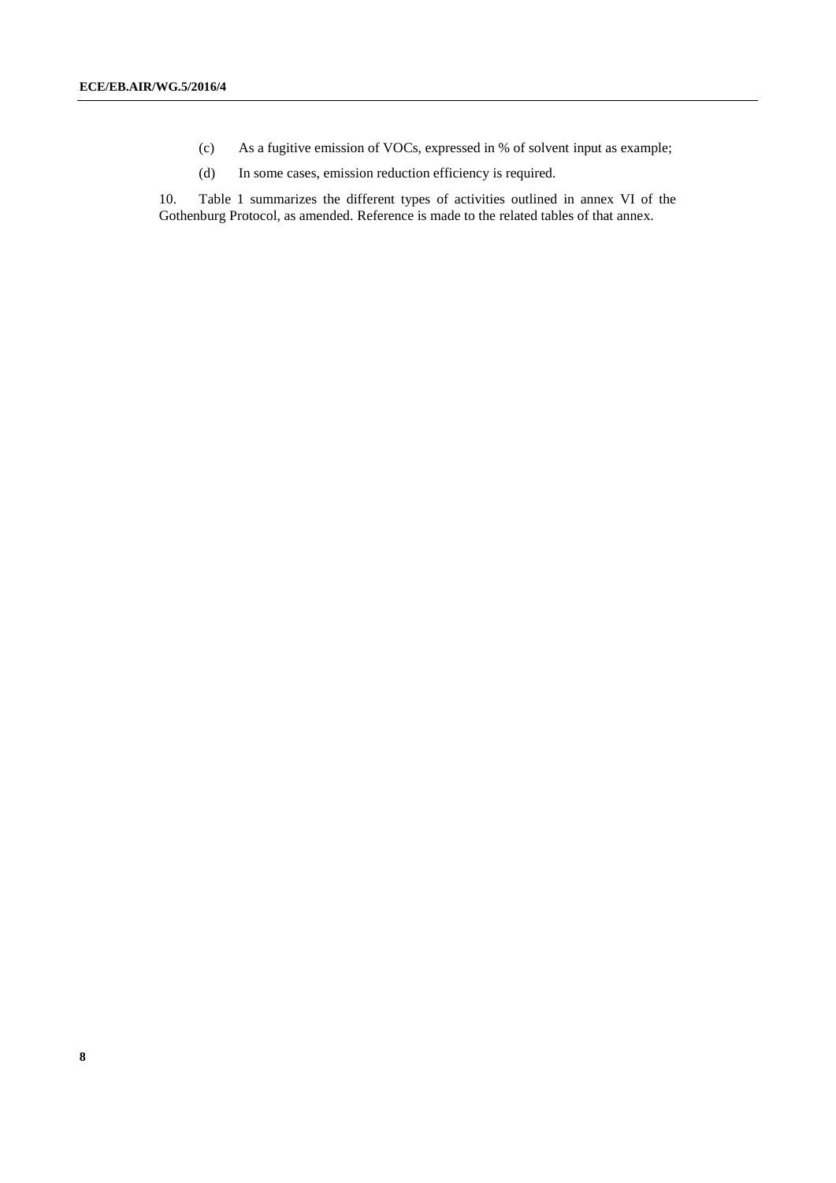(c) As a fugitive emission of VOCs, expressed in % of solvent input as example;

(d) In some cases, emission reduction efficiency is required.

10. Table 1 summarizes the different types of activities outlined in annex VI of the Gothenburg Protocol, as amended. Reference is made to the related tables of that annex.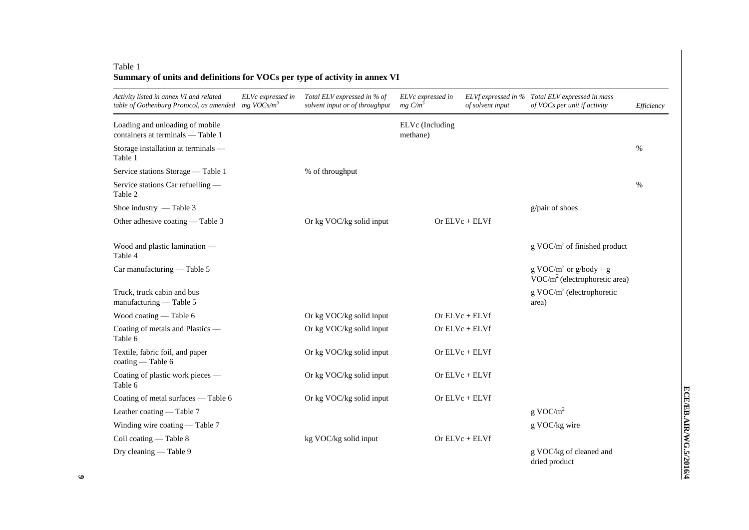Table 1
**Summary of units and definitions for VOCs per type of activity in annex VI**

| *Activity listed in annex VI and related table of Gothenburg Protocol, as amended* | *ELVc expressed in mg VOCs/$m^3$* | *Total ELV expressed in % of solvent input or of throughput* | *ELVc expressed in mg C/$m^3$* | *ELVf expressed in % of solvent input* | *Total ELV expressed in mass of VOCs per unit if activity* | *Efficiency* |
|---|---|---|---|---|---|---|
| Loading and unloading of mobile containers at terminals — Table 1 | | | ELVc (Including methane) | | | |
| Storage installation at terminals — Table 1 | | | | | | % |
| Service stations Storage — Table 1 | | % of throughput | | | | |
| Service stations Car refuelling — Table 2 | | | | | | % |
| Shoe industry — Table 3 | | | | | g/pair of shoes | |
| Other adhesive coating — Table 3 | | Or kg VOC/kg solid input | | Or ELVc + ELVf | | |
| Wood and plastic lamination — Table 4 | | | | | g VOC/$m^2$ of finished product | |
| Car manufacturing — Table 5 | | | | | g VOC/$m^2$ or g/body + g VOC/$m^2$ (electrophoretic area) | |
| Truck, truck cabin and bus manufacturing — Table 5 | | | | | g VOC/$m^2$ (electrophoretic area) | |
| Wood coating — Table 6 | | Or kg VOC/kg solid input | | Or ELVc + ELVf | | |
| Coating of metals and Plastics — Table 6 | | Or kg VOC/kg solid input | | Or ELVc + ELVf | | |
| Textile, fabric foil, and paper coating — Table 6 | | Or kg VOC/kg solid input | | Or ELVc + ELVf | | |
| Coating of plastic work pieces — Table 6 | | Or kg VOC/kg solid input | | Or ELVc + ELVf | | |
| Coating of metal surfaces — Table 6 | | Or kg VOC/kg solid input | | Or ELVc + ELVf | | |
| Leather coating — Table 7 | | | | | g VOC/$m^2$ | |
| Winding wire coating — Table 7 | | | | | g VOC/kg wire | |
| Coil coating — Table 8 | | kg VOC/kg solid input | | Or ELVc + ELVf | | |
| Dry cleaning — Table 9 | | | | | g VOC/kg of cleaned and dried product | |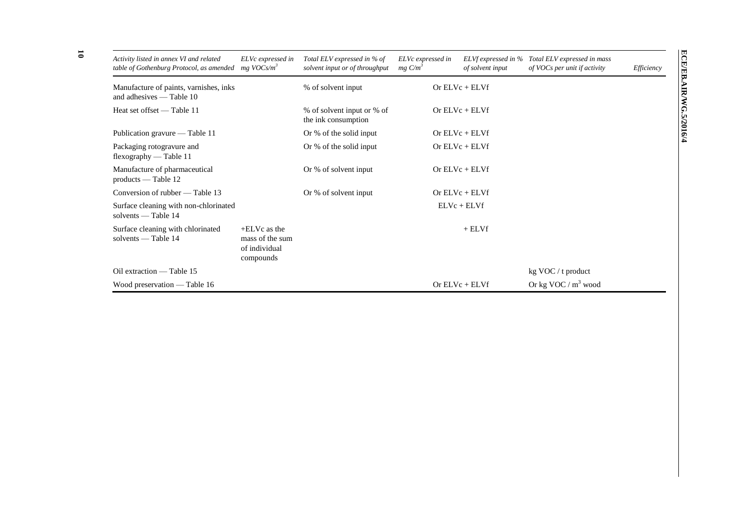| *Activity listed in annex VI and related table of Gothenburg Protocol, as amended* | *ELVc expressed in mg VOCs/$m^3$* | *Total ELV expressed in % of solvent input or of throughput* | *ELVc expressed in mg C/$m^3$* | *ELVf expressed in % of solvent input* | *Total ELV expressed in mass of VOCs per unit if activity* | *Efficiency* |
|---|---|---|---|---|---|---|
| Manufacture of paints, varnishes, inks and adhesives — Table 10 | | % of solvent input | | Or ELVc + ELVf | | |
| Heat set offset — Table 11 | | % of solvent input or % of the ink consumption | | Or ELVc + ELVf | | |
| Publication gravure — Table 11 | | Or % of the solid input | | Or ELVc + ELVf | | |
| Packaging rotogravure and flexography — Table 11 | | Or % of the solid input | | Or ELVc + ELVf | | |
| Manufacture of pharmaceutical products — Table 12 | | Or % of solvent input | | Or ELVc + ELVf | | |
| Conversion of rubber — Table 13 | | Or % of solvent input | | Or ELVc + ELVf | | |
| Surface cleaning with non-chlorinated solvents — Table 14 | | | | ELVc + ELVf | | |
| Surface cleaning with chlorinated solvents — Table 14 | +ELVc as the mass of the sum of individual compounds | | | + ELVf | | |
| Oil extraction — Table 15 | | | | | kg VOC / t product | |
| Wood preservation — Table 16 | | | | Or ELVc + ELVf | Or kg VOC / $m^3$ wood | |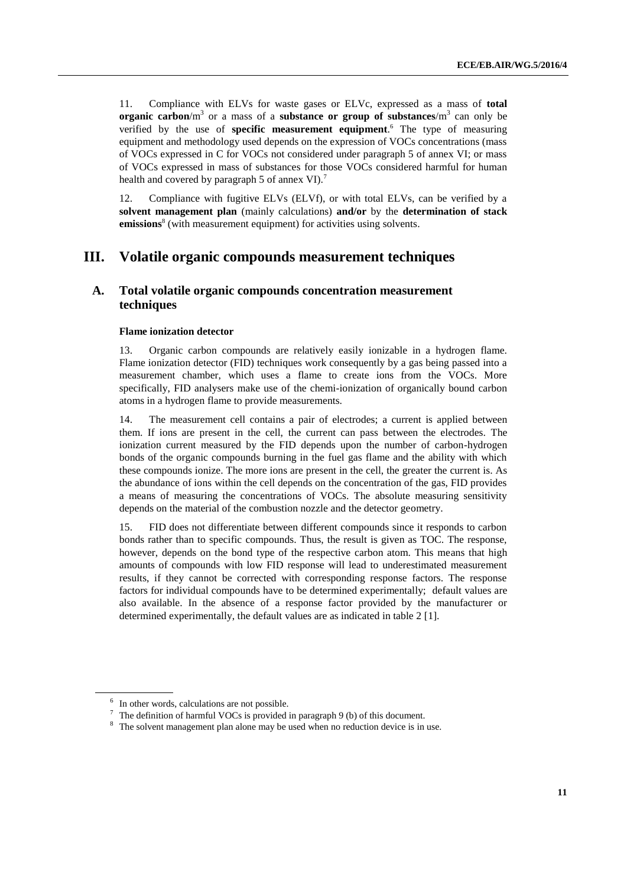11. Compliance with ELVs for waste gases or ELVc, expressed as a mass of **total organic carbon**/$m^3$ or a mass of a **substance or group of substances**/$m^3$ can only be verified by the use of **specific measurement equipment**.[6] The type of measuring equipment and methodology used depends on the expression of VOCs concentrations (mass of VOCs expressed in C for VOCs not considered under paragraph 5 of annex VI; or mass of VOCs expressed in mass of substances for those VOCs considered harmful for human health and covered by paragraph 5 of annex VI).[7]

12. Compliance with fugitive ELVs (ELVf), or with total ELVs, can be verified by a **solvent management plan** (mainly calculations) **and/or** by the **determination of stack emissions**[8] (with measurement equipment) for activities using solvents.

# III. Volatile organic compounds measurement techniques

## A. Total volatile organic compounds concentration measurement techniques

### Flame ionization detector

13. Organic carbon compounds are relatively easily ionizable in a hydrogen flame. Flame ionization detector (FID) techniques work consequently by a gas being passed into a measurement chamber, which uses a flame to create ions from the VOCs. More specifically, FID analysers make use of the chemi-ionization of organically bound carbon atoms in a hydrogen flame to provide measurements.

14. The measurement cell contains a pair of electrodes; a current is applied between them. If ions are present in the cell, the current can pass between the electrodes. The ionization current measured by the FID depends upon the number of carbon-hydrogen bonds of the organic compounds burning in the fuel gas flame and the ability with which these compounds ionize. The more ions are present in the cell, the greater the current is. As the abundance of ions within the cell depends on the concentration of the gas, FID provides a means of measuring the concentrations of VOCs. The absolute measuring sensitivity depends on the material of the combustion nozzle and the detector geometry.

15. FID does not differentiate between different compounds since it responds to carbon bonds rather than to specific compounds. Thus, the result is given as TOC. The response, however, depends on the bond type of the respective carbon atom. This means that high amounts of compounds with low FID response will lead to underestimated measurement results, if they cannot be corrected with corresponding response factors. The response factors for individual compounds have to be determined experimentally; default values are also available. In the absence of a response factor provided by the manufacturer or determined experimentally, the default values are as indicated in table 2 [1].

---

[6] In other words, calculations are not possible.

[7] The definition of harmful VOCs is provided in paragraph 9 (b) of this document.

[8] The solvent management plan alone may be used when no reduction device is in use.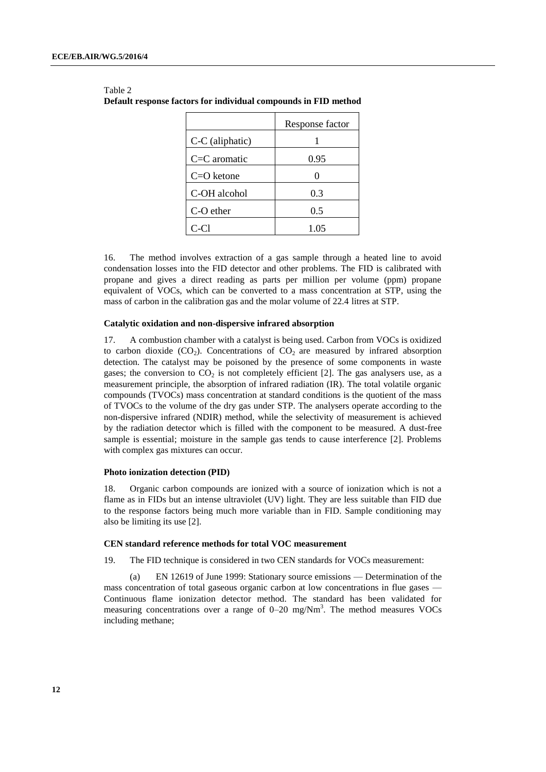Table 2
**Default response factors for individual compounds in FID method**

| | Response factor |
|---|---|
| C-C (aliphatic) | 1 |
| C=C aromatic | 0.95 |
| C=O ketone | 0 |
| C-OH alcohol | 0.3 |
| C-O ether | 0.5 |
| C-Cl | 1.05 |

16. The method involves extraction of a gas sample through a heated line to avoid condensation losses into the FID detector and other problems. The FID is calibrated with propane and gives a direct reading as parts per million per volume (ppm) propane equivalent of VOCs, which can be converted to a mass concentration at STP, using the mass of carbon in the calibration gas and the molar volume of 22.4 litres at STP.

#### Catalytic oxidation and non-dispersive infrared absorption

17. A combustion chamber with a catalyst is being used. Carbon from VOCs is oxidized to carbon dioxide ($CO_2$). Concentrations of $CO_2$ are measured by infrared absorption detection. The catalyst may be poisoned by the presence of some components in waste gases; the conversion to $CO_2$ is not completely efficient [2]. The gas analysers use, as a measurement principle, the absorption of infrared radiation (IR). The total volatile organic compounds (TVOCs) mass concentration at standard conditions is the quotient of the mass of TVOCs to the volume of the dry gas under STP. The analysers operate according to the non-dispersive infrared (NDIR) method, while the selectivity of measurement is achieved by the radiation detector which is filled with the component to be measured. A dust-free sample is essential; moisture in the sample gas tends to cause interference [2]. Problems with complex gas mixtures can occur.

#### Photo ionization detection (PID)

18. Organic carbon compounds are ionized with a source of ionization which is not a flame as in FIDs but an intense ultraviolet (UV) light. They are less suitable than FID due to the response factors being much more variable than in FID. Sample conditioning may also be limiting its use [2].

#### CEN standard reference methods for total VOC measurement

19. The FID technique is considered in two CEN standards for VOCs measurement:

(a) EN 12619 of June 1999: Stationary source emissions — Determination of the mass concentration of total gaseous organic carbon at low concentrations in flue gases — Continuous flame ionization detector method. The standard has been validated for measuring concentrations over a range of 0–20 mg/Nm$^3$. The method measures VOCs including methane;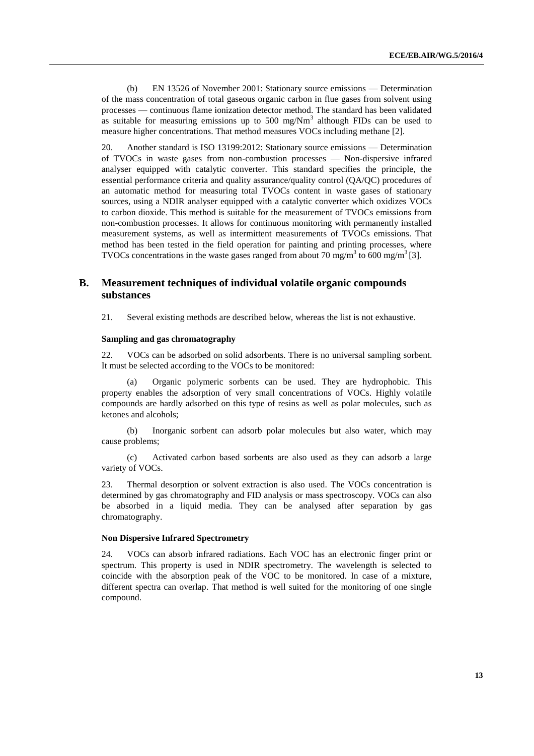(b) EN 13526 of November 2001: Stationary source emissions — Determination of the mass concentration of total gaseous organic carbon in flue gases from solvent using processes — continuous flame ionization detector method. The standard has been validated as suitable for measuring emissions up to 500 mg/Nm$^3$ although FIDs can be used to measure higher concentrations. That method measures VOCs including methane [2].

20. Another standard is ISO 13199:2012: Stationary source emissions — Determination of TVOCs in waste gases from non-combustion processes — Non-dispersive infrared analyser equipped with catalytic converter. This standard specifies the principle, the essential performance criteria and quality assurance/quality control (QA/QC) procedures of an automatic method for measuring total TVOCs content in waste gases of stationary sources, using a NDIR analyser equipped with a catalytic converter which oxidizes VOCs to carbon dioxide. This method is suitable for the measurement of TVOCs emissions from non-combustion processes. It allows for continuous monitoring with permanently installed measurement systems, as well as intermittent measurements of TVOCs emissions. That method has been tested in the field operation for painting and printing processes, where TVOCs concentrations in the waste gases ranged from about 70 mg/m$^3$ to 600 mg/m$^3$ [3].

## B. Measurement techniques of individual volatile organic compounds substances

21. Several existing methods are described below, whereas the list is not exhaustive.

#### Sampling and gas chromatography

22. VOCs can be adsorbed on solid adsorbents. There is no universal sampling sorbent. It must be selected according to the VOCs to be monitored:

(a) Organic polymeric sorbents can be used. They are hydrophobic. This property enables the adsorption of very small concentrations of VOCs. Highly volatile compounds are hardly adsorbed on this type of resins as well as polar molecules, such as ketones and alcohols;

(b) Inorganic sorbent can adsorb polar molecules but also water, which may cause problems;

(c) Activated carbon based sorbents are also used as they can adsorb a large variety of VOCs.

23. Thermal desorption or solvent extraction is also used. The VOCs concentration is determined by gas chromatography and FID analysis or mass spectroscopy. VOCs can also be absorbed in a liquid media. They can be analysed after separation by gas chromatography.

#### Non Dispersive Infrared Spectrometry

24. VOCs can absorb infrared radiations. Each VOC has an electronic finger print or spectrum. This property is used in NDIR spectrometry. The wavelength is selected to coincide with the absorption peak of the VOC to be monitored. In case of a mixture, different spectra can overlap. That method is well suited for the monitoring of one single compound.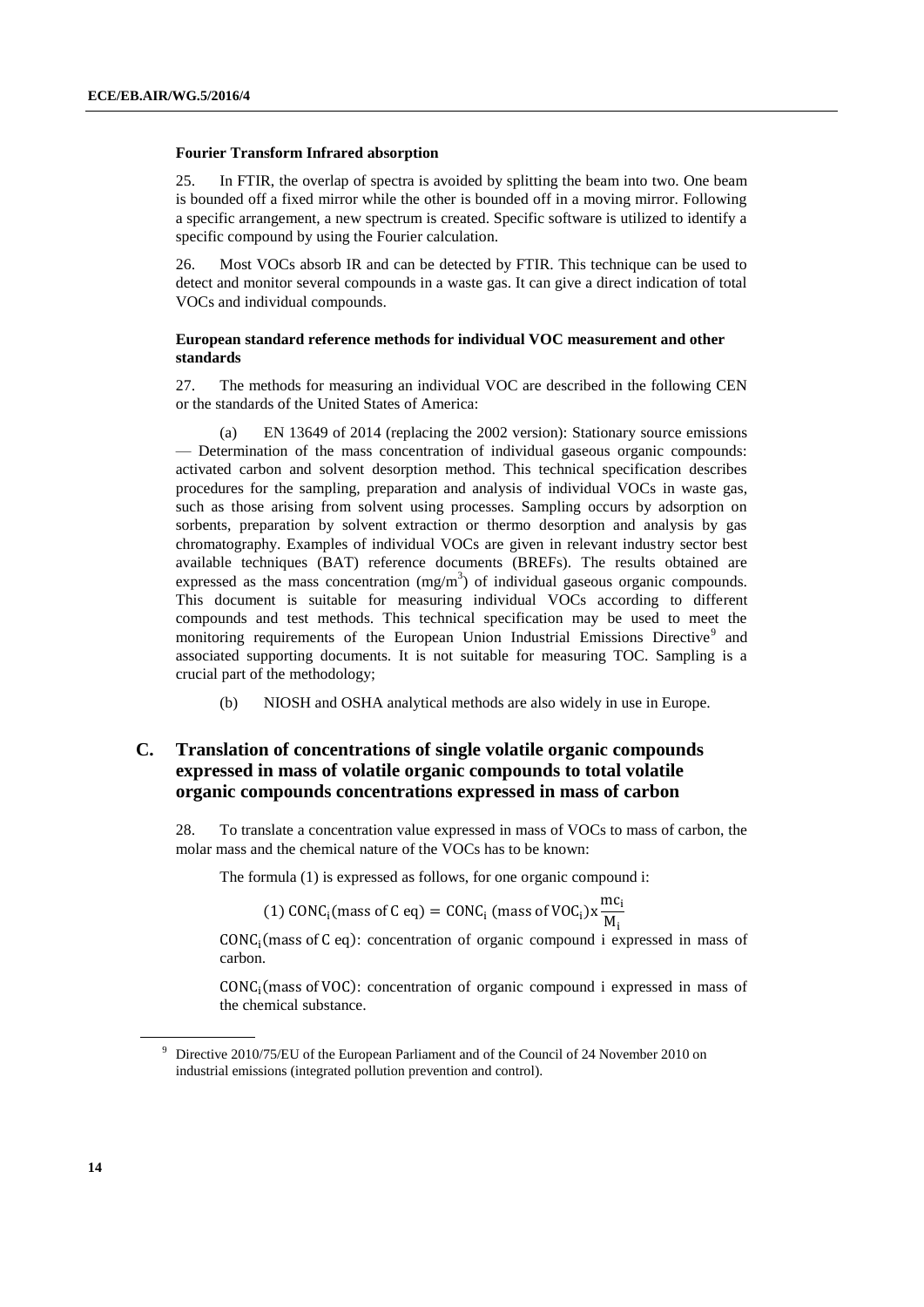**Fourier Transform Infrared absorption**

25. In FTIR, the overlap of spectra is avoided by splitting the beam into two. One beam is bounded off a fixed mirror while the other is bounded off in a moving mirror. Following a specific arrangement, a new spectrum is created. Specific software is utilized to identify a specific compound by using the Fourier calculation.

26. Most VOCs absorb IR and can be detected by FTIR. This technique can be used to detect and monitor several compounds in a waste gas. It can give a direct indication of total VOCs and individual compounds.

**European standard reference methods for individual VOC measurement and other standards**

27. The methods for measuring an individual VOC are described in the following CEN or the standards of the United States of America:

(a) EN 13649 of 2014 (replacing the 2002 version): Stationary source emissions — Determination of the mass concentration of individual gaseous organic compounds: activated carbon and solvent desorption method. This technical specification describes procedures for the sampling, preparation and analysis of individual VOCs in waste gas, such as those arising from solvent using processes. Sampling occurs by adsorption on sorbents, preparation by solvent extraction or thermo desorption and analysis by gas chromatography. Examples of individual VOCs are given in relevant industry sector best available techniques (BAT) reference documents (BREFs). The results obtained are expressed as the mass concentration ($mg/m^3$) of individual gaseous organic compounds. This document is suitable for measuring individual VOCs according to different compounds and test methods. This technical specification may be used to meet the monitoring requirements of the European Union Industrial Emissions Directive[9] and associated supporting documents. It is not suitable for measuring TOC. Sampling is a crucial part of the methodology;

(b) NIOSH and OSHA analytical methods are also widely in use in Europe.

## C. Translation of concentrations of single volatile organic compounds expressed in mass of volatile organic compounds to total volatile organic compounds concentrations expressed in mass of carbon

28. To translate a concentration value expressed in mass of VOCs to mass of carbon, the molar mass and the chemical nature of the VOCs has to be known:

The formula (1) is expressed as follows, for one organic compound i:

$$(1)\ \mathrm{CONC_i(mass\ of\ C\ eq)} = \mathrm{CONC_i\ (mass\ of\ VOC_i)} \times \frac{\mathrm{mc_i}}{\mathrm{M_i}}$$

$\mathrm{CONC_i(mass\ of\ C\ eq)}$: concentration of organic compound i expressed in mass of carbon.

$\mathrm{CONC_i(mass\ of\ VOC)}$: concentration of organic compound i expressed in mass of the chemical substance.

[9] Directive 2010/75/EU of the European Parliament and of the Council of 24 November 2010 on industrial emissions (integrated pollution prevention and control).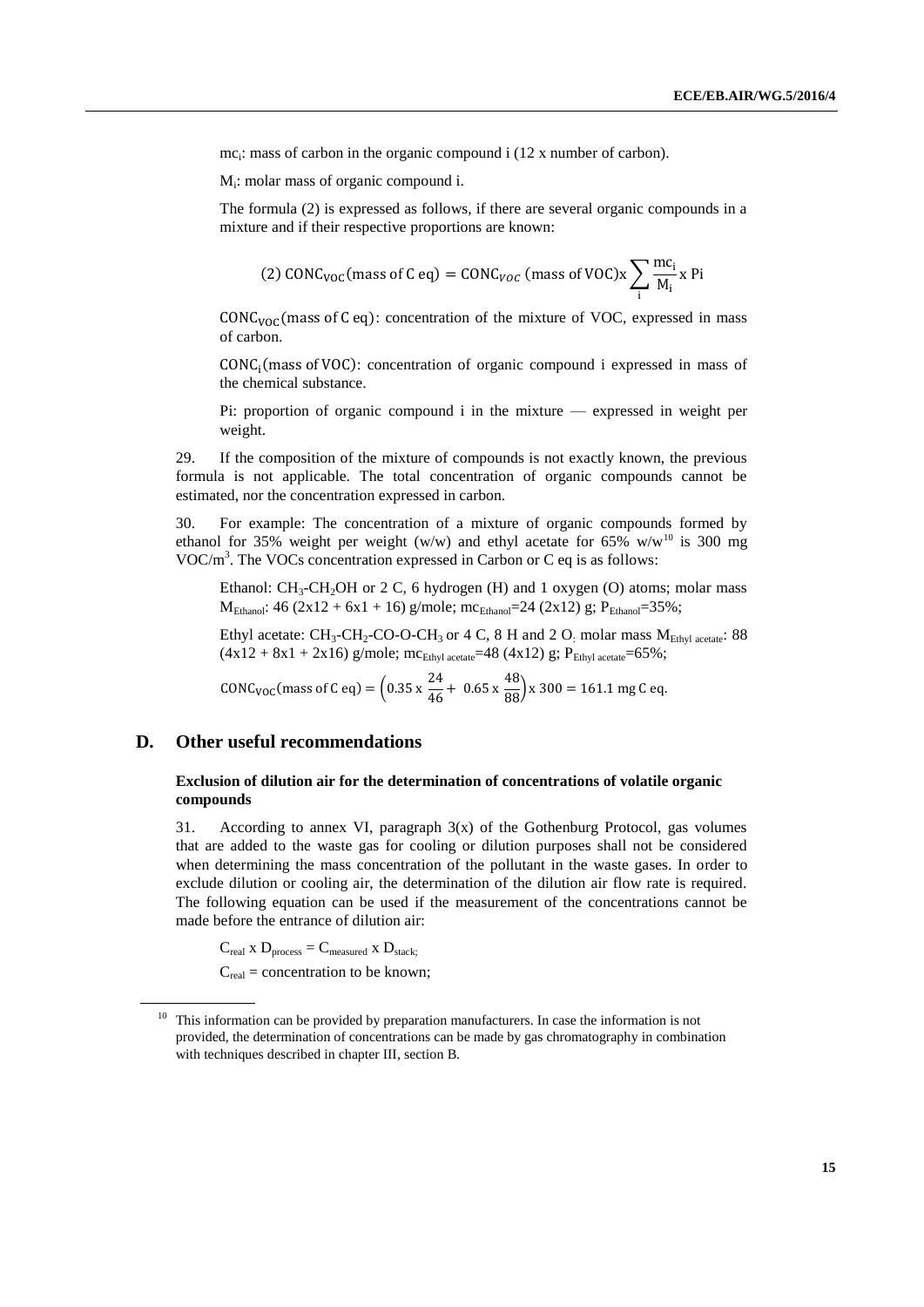$mc_i$: mass of carbon in the organic compound i (12 x number of carbon).

$M_i$: molar mass of organic compound i.

The formula (2) is expressed as follows, if there are several organic compounds in a mixture and if their respective proportions are known:

$$(2)\ \text{CONC}_{\text{VOC}}(\text{mass of C eq}) = \text{CONC}_{VOC}\ (\text{mass of VOC})\text{x} \sum_{\text{i}} \frac{\text{mc}_\text{i}}{\text{M}_\text{i}} \text{x Pi}$$

$\text{CONC}_{\text{VOC}}(\text{mass of C eq})$: concentration of the mixture of VOC, expressed in mass of carbon.

$\text{CONC}_\text{i}(\text{mass of VOC})$: concentration of organic compound i expressed in mass of the chemical substance.

Pi: proportion of organic compound i in the mixture — expressed in weight per weight.

29. If the composition of the mixture of compounds is not exactly known, the previous formula is not applicable. The total concentration of organic compounds cannot be estimated, nor the concentration expressed in carbon.

30. For example: The concentration of a mixture of organic compounds formed by ethanol for 35% weight per weight (w/w) and ethyl acetate for 65% w/w[10] is 300 mg VOC/m[3]. The VOCs concentration expressed in Carbon or C eq is as follows:

Ethanol: $CH_3$-$CH_2OH$ or 2 C, 6 hydrogen (H) and 1 oxygen (O) atoms; molar mass $M_{Ethanol}$: 46 (2x12 + 6x1 + 16) g/mole; $mc_{Ethanol}$=24 (2x12) g; $P_{Ethanol}$=35%;

Ethyl acetate: $CH_3$-$CH_2$-CO-O-$CH_3$ or 4 C, 8 H and 2 O; molar mass $M_{Ethyl\ acetate}$: 88 (4x12 + 8x1 + 2x16) g/mole; $mc_{Ethyl\ acetate}$=48 (4x12) g; $P_{Ethyl\ acetate}$=65%;

$$\text{CONC}_{\text{VOC}}(\text{mass of C eq}) = \left(0.35 \text{ x } \frac{24}{46} + \ 0.65 \text{ x } \frac{48}{88}\right) \text{x } 300 = 161.1 \text{ mg C eq.}$$

## D. Other useful recommendations

### Exclusion of dilution air for the determination of concentrations of volatile organic compounds

31. According to annex VI, paragraph 3(x) of the Gothenburg Protocol, gas volumes that are added to the waste gas for cooling or dilution purposes shall not be considered when determining the mass concentration of the pollutant in the waste gases. In order to exclude dilution or cooling air, the determination of the dilution air flow rate is required. The following equation can be used if the measurement of the concentrations cannot be made before the entrance of dilution air:

$C_{real}$ x $D_{process}$ = $C_{measured}$ x $D_{stack}$;

$C_{real}$ = concentration to be known;

[10] This information can be provided by preparation manufacturers. In case the information is not provided, the determination of concentrations can be made by gas chromatography in combination with techniques described in chapter III, section B.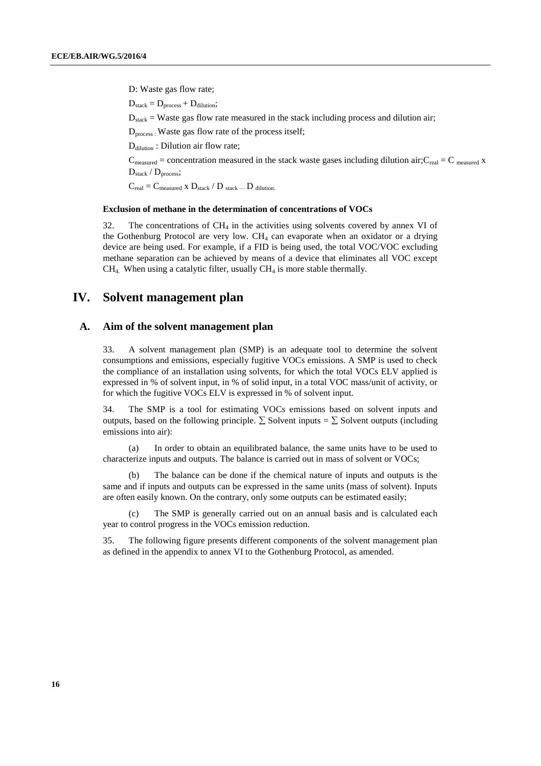D: Waste gas flow rate;

$D_{stack} = D_{process} + D_{dilution}$;

$D_{stack}$ = Waste gas flow rate measured in the stack including process and dilution air;

$D_{process}$ : Waste gas flow rate of the process itself;

$D_{dilution}$ : Dilution air flow rate;

$C_{measured}$ = concentration measured in the stack waste gases including dilution air;$C_{real} = C_{measured} \times D_{stack} / D_{process}$;

$C_{real} = C_{measured} \times D_{stack} / D_{stack} — D_{dilution}$.

**Exclusion of methane in the determination of concentrations of VOCs**

32. The concentrations of $CH_4$ in the activities using solvents covered by annex VI of the Gothenburg Protocol are very low. $CH_4$ can evaporate when an oxidator or a drying device are being used. For example, if a FID is being used, the total VOC/VOC excluding methane separation can be achieved by means of a device that eliminates all VOC except $CH_4$. When using a catalytic filter, usually $CH_4$ is more stable thermally.

# IV. Solvent management plan

## A. Aim of the solvent management plan

33. A solvent management plan (SMP) is an adequate tool to determine the solvent consumptions and emissions, especially fugitive VOCs emissions. A SMP is used to check the compliance of an installation using solvents, for which the total VOCs ELV applied is expressed in % of solvent input, in % of solid input, in a total VOC mass/unit of activity, or for which the fugitive VOCs ELV is expressed in % of solvent input.

34. The SMP is a tool for estimating VOCs emissions based on solvent inputs and outputs, based on the following principle. $\sum$ Solvent inputs = $\sum$ Solvent outputs (including emissions into air):

(a) In order to obtain an equilibrated balance, the same units have to be used to characterize inputs and outputs. The balance is carried out in mass of solvent or VOCs;

(b) The balance can be done if the chemical nature of inputs and outputs is the same and if inputs and outputs can be expressed in the same units (mass of solvent). Inputs are often easily known. On the contrary, only some outputs can be estimated easily;

(c) The SMP is generally carried out on an annual basis and is calculated each year to control progress in the VOCs emission reduction.

35. The following figure presents different components of the solvent management plan as defined in the appendix to annex VI to the Gothenburg Protocol, as amended.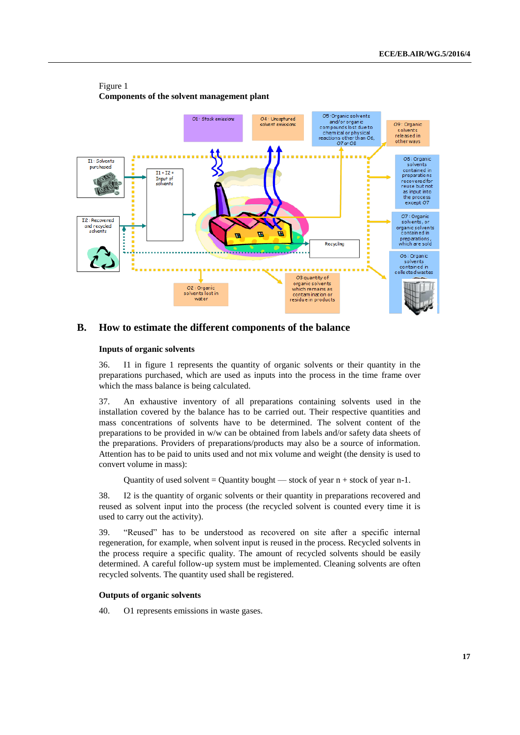Figure 1
**Components of the solvent management plant**

O1: Stack emissions

O4: Uncaptured solvent emissions

O5: Organic solvents and/or organic compounds lost due to chemical or physical reactions other than O6, O7 or O8

O9: Organic solvents released in other ways

I1: Solvents purchased

I1 + I2 = Input of solvents

O8: Organic solvents contained in preparations recovered for reuse but not as input into the process except O7

I2: Recovered and recycled solvents

O7: Organic solvents, or organic solvents contained in preparations, which are sold

Recycling

O6: Organic solvents contained in collected wastes

O2: Organic solvents lost in water

O3 quantity of organic solvents which remains as contamination or residue in products

## B. How to estimate the different components of the balance

### Inputs of organic solvents

36. I1 in figure 1 represents the quantity of organic solvents or their quantity in the preparations purchased, which are used as inputs into the process in the time frame over which the mass balance is being calculated.

37. An exhaustive inventory of all preparations containing solvents used in the installation covered by the balance has to be carried out. Their respective quantities and mass concentrations of solvents have to be determined. The solvent content of the preparations to be provided in w/w can be obtained from labels and/or safety data sheets of the preparations. Providers of preparations/products may also be a source of information. Attention has to be paid to units used and not mix volume and weight (the density is used to convert volume in mass):

Quantity of used solvent = Quantity bought — stock of year n + stock of year n-1.

38. I2 is the quantity of organic solvents or their quantity in preparations recovered and reused as solvent input into the process (the recycled solvent is counted every time it is used to carry out the activity).

39. “Reused” has to be understood as recovered on site after a specific internal regeneration, for example, when solvent input is reused in the process. Recycled solvents in the process require a specific quality. The amount of recycled solvents should be easily determined. A careful follow-up system must be implemented. Cleaning solvents are often recycled solvents. The quantity used shall be registered.

### Outputs of organic solvents

40. O1 represents emissions in waste gases.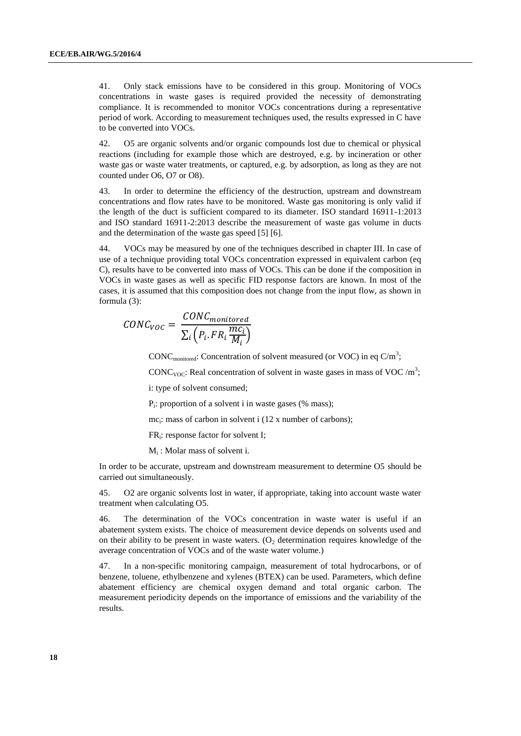41. Only stack emissions have to be considered in this group. Monitoring of VOCs concentrations in waste gases is required provided the necessity of demonstrating compliance. It is recommended to monitor VOCs concentrations during a representative period of work. According to measurement techniques used, the results expressed in C have to be converted into VOCs.

42. O5 are organic solvents and/or organic compounds lost due to chemical or physical reactions (including for example those which are destroyed, e.g. by incineration or other waste gas or waste water treatments, or captured, e.g. by adsorption, as long as they are not counted under O6, O7 or O8).

43. In order to determine the efficiency of the destruction, upstream and downstream concentrations and flow rates have to be monitored. Waste gas monitoring is only valid if the length of the duct is sufficient compared to its diameter. ISO standard 16911-1:2013 and ISO standard 16911-2:2013 describe the measurement of waste gas volume in ducts and the determination of the waste gas speed [5] [6].

44. VOCs may be measured by one of the techniques described in chapter III. In case of use of a technique providing total VOCs concentration expressed in equivalent carbon (eq C), results have to be converted into mass of VOCs. This can be done if the composition in VOCs in waste gases as well as specific FID response factors are known. In most of the cases, it is assumed that this composition does not change from the input flow, as shown in formula (3):

$$CONC_{VOC} = \frac{CONC_{monitored}}{\sum_i \left(P_i . FR_i \frac{mc_i}{M_i}\right)}$$

$CONC_{monitored}$: Concentration of solvent measured (or VOC) in eq C/$m^3$;

$CONC_{VOC}$: Real concentration of solvent in waste gases in mass of VOC /$m^3$;

i: type of solvent consumed;

$P_i$: proportion of a solvent i in waste gases (% mass);

$mc_i$: mass of carbon in solvent i (12 x number of carbons);

$FR_i$: response factor for solvent I;

$M_i$ : Molar mass of solvent i.

In order to be accurate, upstream and downstream measurement to determine O5 should be carried out simultaneously.

45. O2 are organic solvents lost in water, if appropriate, taking into account waste water treatment when calculating O5.

46. The determination of the VOCs concentration in waste water is useful if an abatement system exists. The choice of measurement device depends on solvents used and on their ability to be present in waste waters. ($O_2$ determination requires knowledge of the average concentration of VOCs and of the waste water volume.)

47. In a non-specific monitoring campaign, measurement of total hydrocarbons, or of benzene, toluene, ethylbenzene and xylenes (BTEX) can be used. Parameters, which define abatement efficiency are chemical oxygen demand and total organic carbon. The measurement periodicity depends on the importance of emissions and the variability of the results.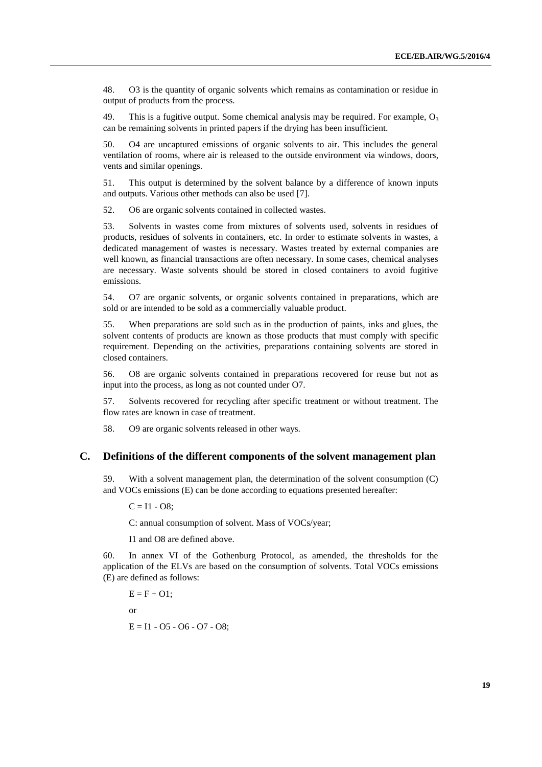48. O3 is the quantity of organic solvents which remains as contamination or residue in output of products from the process.

49. This is a fugitive output. Some chemical analysis may be required. For example, $O_3$ can be remaining solvents in printed papers if the drying has been insufficient.

50. O4 are uncaptured emissions of organic solvents to air. This includes the general ventilation of rooms, where air is released to the outside environment via windows, doors, vents and similar openings.

51. This output is determined by the solvent balance by a difference of known inputs and outputs. Various other methods can also be used [7].

52. O6 are organic solvents contained in collected wastes.

53. Solvents in wastes come from mixtures of solvents used, solvents in residues of products, residues of solvents in containers, etc. In order to estimate solvents in wastes, a dedicated management of wastes is necessary. Wastes treated by external companies are well known, as financial transactions are often necessary. In some cases, chemical analyses are necessary. Waste solvents should be stored in closed containers to avoid fugitive emissions.

54. O7 are organic solvents, or organic solvents contained in preparations, which are sold or are intended to be sold as a commercially valuable product.

55. When preparations are sold such as in the production of paints, inks and glues, the solvent contents of products are known as those products that must comply with specific requirement. Depending on the activities, preparations containing solvents are stored in closed containers.

56. O8 are organic solvents contained in preparations recovered for reuse but not as input into the process, as long as not counted under O7.

57. Solvents recovered for recycling after specific treatment or without treatment. The flow rates are known in case of treatment.

58. O9 are organic solvents released in other ways.

## C. Definitions of the different components of the solvent management plan

59. With a solvent management plan, the determination of the solvent consumption (C) and VOCs emissions (E) can be done according to equations presented hereafter:

$C = I1 - O8$;

C: annual consumption of solvent. Mass of VOCs/year;

I1 and O8 are defined above.

60. In annex VI of the Gothenburg Protocol, as amended, the thresholds for the application of the ELVs are based on the consumption of solvents. Total VOCs emissions (E) are defined as follows:

$E = F + O1$;

or

$E = I1 - O5 - O6 - O7 - O8$;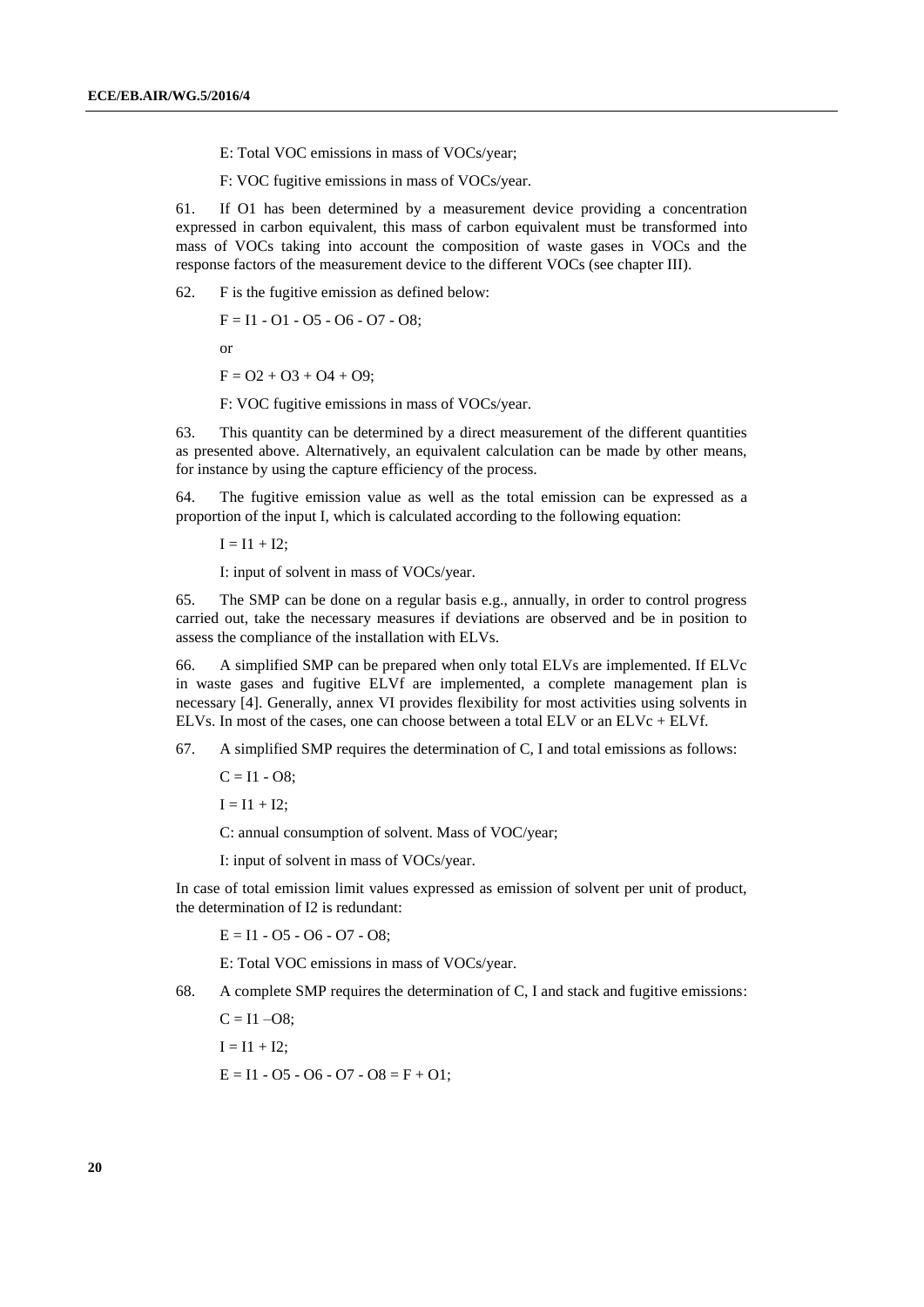E: Total VOC emissions in mass of VOCs/year;

F: VOC fugitive emissions in mass of VOCs/year.

61. If O1 has been determined by a measurement device providing a concentration expressed in carbon equivalent, this mass of carbon equivalent must be transformed into mass of VOCs taking into account the composition of waste gases in VOCs and the response factors of the measurement device to the different VOCs (see chapter III).

62. F is the fugitive emission as defined below:

$F = I1 - O1 - O5 - O6 - O7 - O8;$

or

$F = O2 + O3 + O4 + O9;$

F: VOC fugitive emissions in mass of VOCs/year.

63. This quantity can be determined by a direct measurement of the different quantities as presented above. Alternatively, an equivalent calculation can be made by other means, for instance by using the capture efficiency of the process.

64. The fugitive emission value as well as the total emission can be expressed as a proportion of the input I, which is calculated according to the following equation:

$I = I1 + I2;$

I: input of solvent in mass of VOCs/year.

65. The SMP can be done on a regular basis e.g., annually, in order to control progress carried out, take the necessary measures if deviations are observed and be in position to assess the compliance of the installation with ELVs.

66. A simplified SMP can be prepared when only total ELVs are implemented. If ELVc in waste gases and fugitive ELVf are implemented, a complete management plan is necessary [4]. Generally, annex VI provides flexibility for most activities using solvents in ELVs. In most of the cases, one can choose between a total ELV or an ELVc + ELVf.

67. A simplified SMP requires the determination of C, I and total emissions as follows:

$C = I1 - O8;$

$I = I1 + I2;$

C: annual consumption of solvent. Mass of VOC/year;

I: input of solvent in mass of VOCs/year.

In case of total emission limit values expressed as emission of solvent per unit of product, the determination of I2 is redundant:

$E = I1 - O5 - O6 - O7 - O8;$

E: Total VOC emissions in mass of VOCs/year.

68. A complete SMP requires the determination of C, I and stack and fugitive emissions:

$C = I1 - O8;$

$I = I1 + I2;$

$E = I1 - O5 - O6 - O7 - O8 = F + O1;$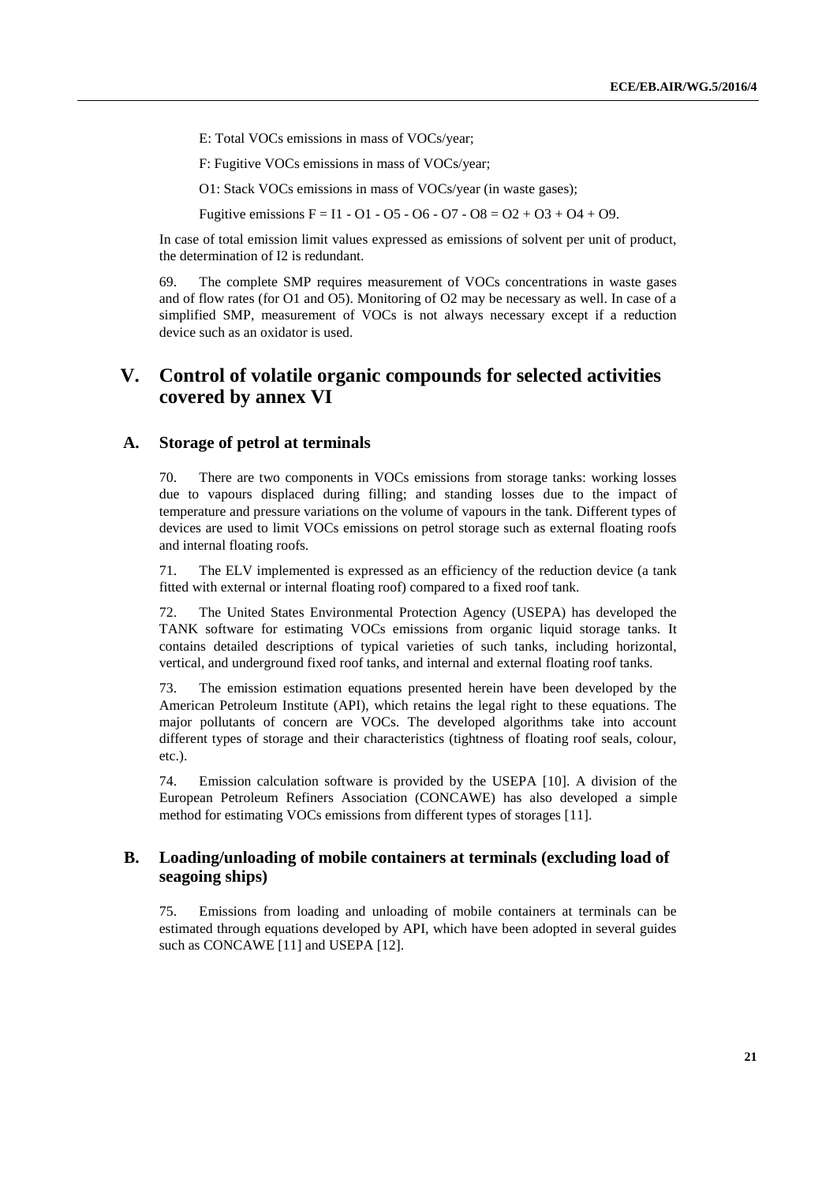E: Total VOCs emissions in mass of VOCs/year;

F: Fugitive VOCs emissions in mass of VOCs/year;

O1: Stack VOCs emissions in mass of VOCs/year (in waste gases);

Fugitive emissions F = I1 - O1 - O5 - O6 - O7 - O8 = O2 + O3 + O4 + O9.

In case of total emission limit values expressed as emissions of solvent per unit of product, the determination of I2 is redundant.

69. The complete SMP requires measurement of VOCs concentrations in waste gases and of flow rates (for O1 and O5). Monitoring of O2 may be necessary as well. In case of a simplified SMP, measurement of VOCs is not always necessary except if a reduction device such as an oxidator is used.

# V. Control of volatile organic compounds for selected activities covered by annex VI

## A. Storage of petrol at terminals

70. There are two components in VOCs emissions from storage tanks: working losses due to vapours displaced during filling; and standing losses due to the impact of temperature and pressure variations on the volume of vapours in the tank. Different types of devices are used to limit VOCs emissions on petrol storage such as external floating roofs and internal floating roofs.

71. The ELV implemented is expressed as an efficiency of the reduction device (a tank fitted with external or internal floating roof) compared to a fixed roof tank.

72. The United States Environmental Protection Agency (USEPA) has developed the TANK software for estimating VOCs emissions from organic liquid storage tanks. It contains detailed descriptions of typical varieties of such tanks, including horizontal, vertical, and underground fixed roof tanks, and internal and external floating roof tanks.

73. The emission estimation equations presented herein have been developed by the American Petroleum Institute (API), which retains the legal right to these equations. The major pollutants of concern are VOCs. The developed algorithms take into account different types of storage and their characteristics (tightness of floating roof seals, colour, etc.).

74. Emission calculation software is provided by the USEPA [10]. A division of the European Petroleum Refiners Association (CONCAWE) has also developed a simple method for estimating VOCs emissions from different types of storages [11].

## B. Loading/unloading of mobile containers at terminals (excluding load of seagoing ships)

75. Emissions from loading and unloading of mobile containers at terminals can be estimated through equations developed by API, which have been adopted in several guides such as CONCAWE [11] and USEPA [12].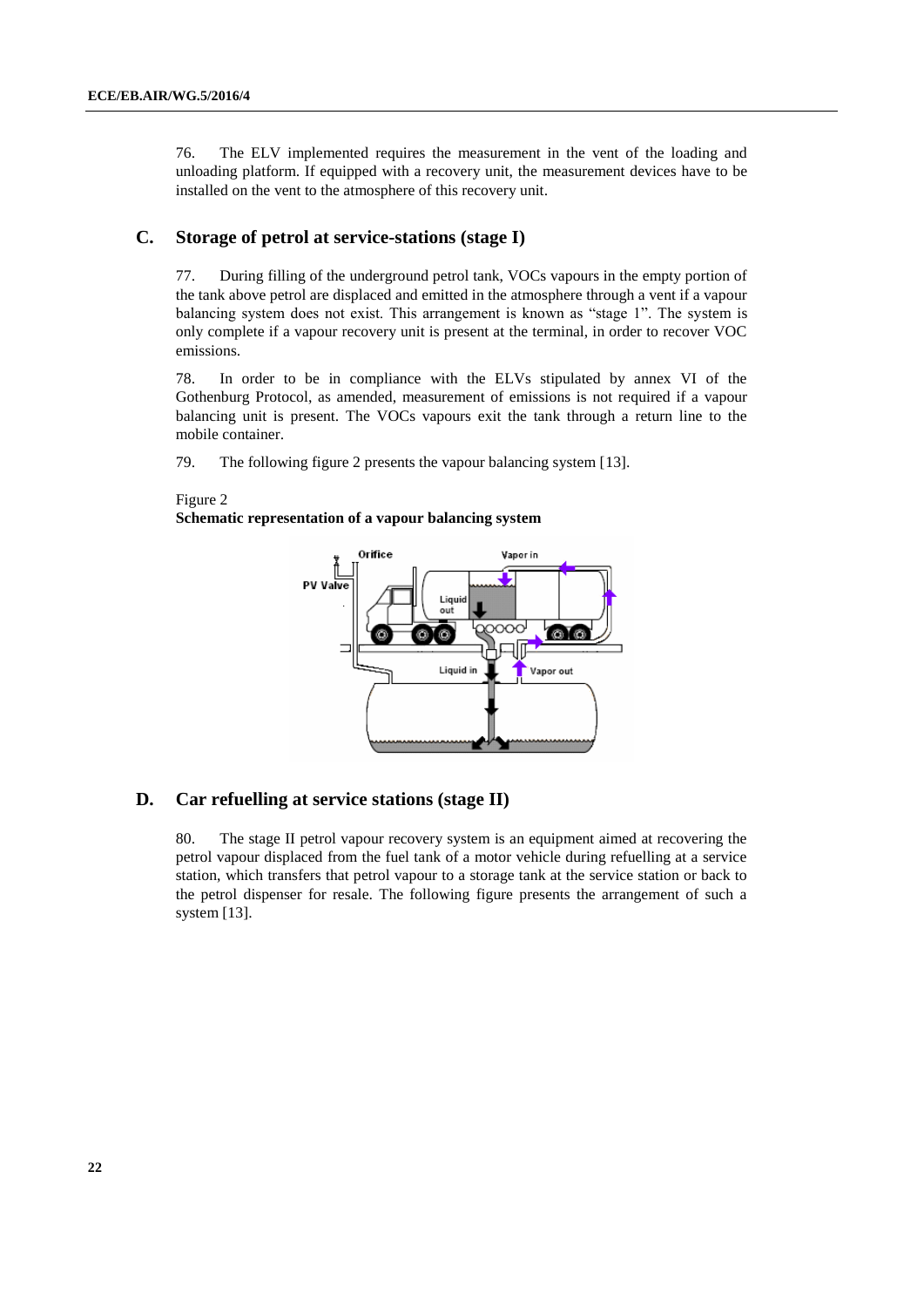76. The ELV implemented requires the measurement in the vent of the loading and unloading platform. If equipped with a recovery unit, the measurement devices have to be installed on the vent to the atmosphere of this recovery unit.

## C. Storage of petrol at service-stations (stage I)

77. During filling of the underground petrol tank, VOCs vapours in the empty portion of the tank above petrol are displaced and emitted in the atmosphere through a vent if a vapour balancing system does not exist. This arrangement is known as "stage 1". The system is only complete if a vapour recovery unit is present at the terminal, in order to recover VOC emissions.

78. In order to be in compliance with the ELVs stipulated by annex VI of the Gothenburg Protocol, as amended, measurement of emissions is not required if a vapour balancing unit is present. The VOCs vapours exit the tank through a return line to the mobile container.

79. The following figure 2 presents the vapour balancing system [13].

Figure 2
**Schematic representation of a vapour balancing system**

## D. Car refuelling at service stations (stage II)

80. The stage II petrol vapour recovery system is an equipment aimed at recovering the petrol vapour displaced from the fuel tank of a motor vehicle during refuelling at a service station, which transfers that petrol vapour to a storage tank at the service station or back to the petrol dispenser for resale. The following figure presents the arrangement of such a system [13].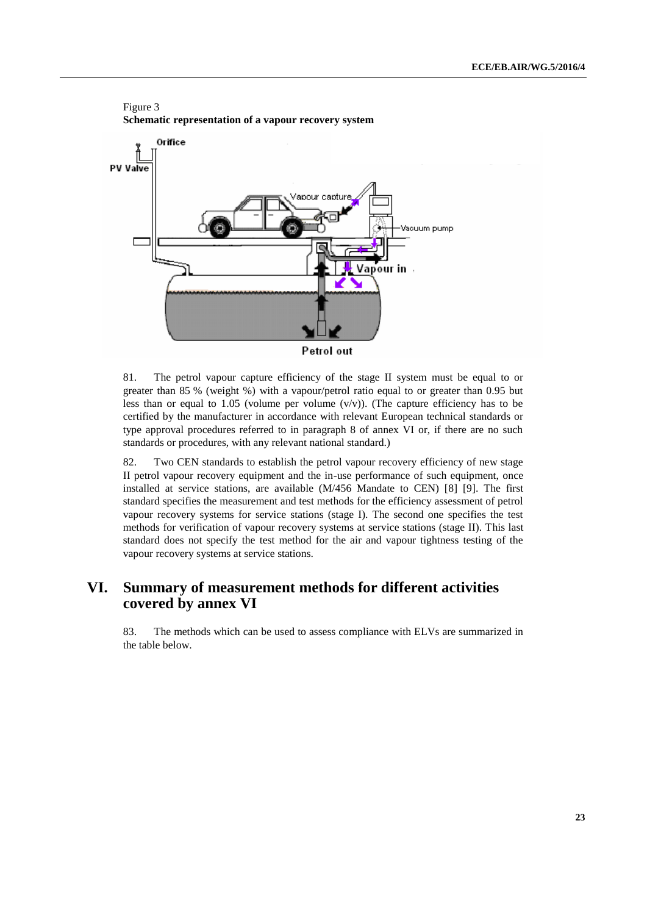Figure 3
**Schematic representation of a vapour recovery system**

81. The petrol vapour capture efficiency of the stage II system must be equal to or greater than 85 % (weight %) with a vapour/petrol ratio equal to or greater than 0.95 but less than or equal to 1.05 (volume per volume (v/v)). (The capture efficiency has to be certified by the manufacturer in accordance with relevant European technical standards or type approval procedures referred to in paragraph 8 of annex VI or, if there are no such standards or procedures, with any relevant national standard.)

82. Two CEN standards to establish the petrol vapour recovery efficiency of new stage II petrol vapour recovery equipment and the in-use performance of such equipment, once installed at service stations, are available (M/456 Mandate to CEN) [8] [9]. The first standard specifies the measurement and test methods for the efficiency assessment of petrol vapour recovery systems for service stations (stage I). The second one specifies the test methods for verification of vapour recovery systems at service stations (stage II). This last standard does not specify the test method for the air and vapour tightness testing of the vapour recovery systems at service stations.

# VI. Summary of measurement methods for different activities covered by annex VI

83. The methods which can be used to assess compliance with ELVs are summarized in the table below.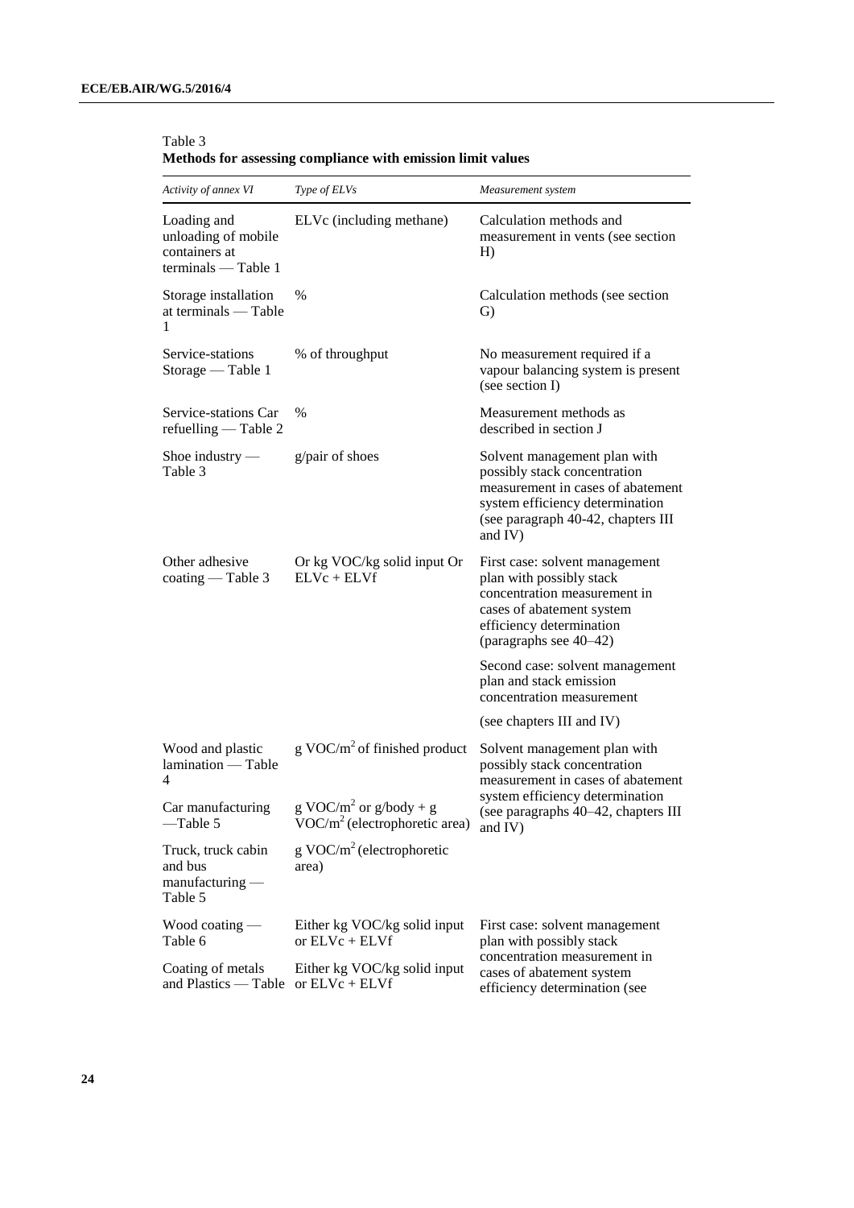Table 3
**Methods for assessing compliance with emission limit values**

| *Activity of annex VI* | *Type of ELVs* | *Measurement system* |
|---|---|---|
| Loading and unloading of mobile containers at terminals — Table 1 | ELVc (including methane) | Calculation methods and measurement in vents (see section H) |
| Storage installation at terminals — Table 1 | % | Calculation methods (see section G) |
| Service-stations Storage — Table 1 | % of throughput | No measurement required if a vapour balancing system is present (see section I) |
| Service-stations Car refuelling — Table 2 | % | Measurement methods as described in section J |
| Shoe industry — Table 3 | g/pair of shoes | Solvent management plan with possibly stack concentration measurement in cases of abatement system efficiency determination (see paragraph 40-42, chapters III and IV) |
| Other adhesive coating — Table 3 | Or kg VOC/kg solid input Or ELVc + ELVf | First case: solvent management plan with possibly stack concentration measurement in cases of abatement system efficiency determination (paragraphs see 40–42)<br><br>Second case: solvent management plan and stack emission concentration measurement<br><br>(see chapters III and IV) |
| Wood and plastic lamination — Table 4 | g VOC/$m^2$ of finished product | Solvent management plan with possibly stack concentration measurement in cases of abatement system efficiency determination (see paragraphs 40–42, chapters III and IV) |
| Car manufacturing —Table 5 | g VOC/$m^2$ or g/body + g VOC/$m^2$ (electrophoretic area) | |
| Truck, truck cabin and bus manufacturing — Table 5 | g VOC/$m^2$ (electrophoretic area) | |
| Wood coating — Table 6 | Either kg VOC/kg solid input or ELVc + ELVf | First case: solvent management plan with possibly stack concentration measurement in cases of abatement system efficiency determination (see |
| Coating of metals and Plastics — Table | Either kg VOC/kg solid input or ELVc + ELVf | |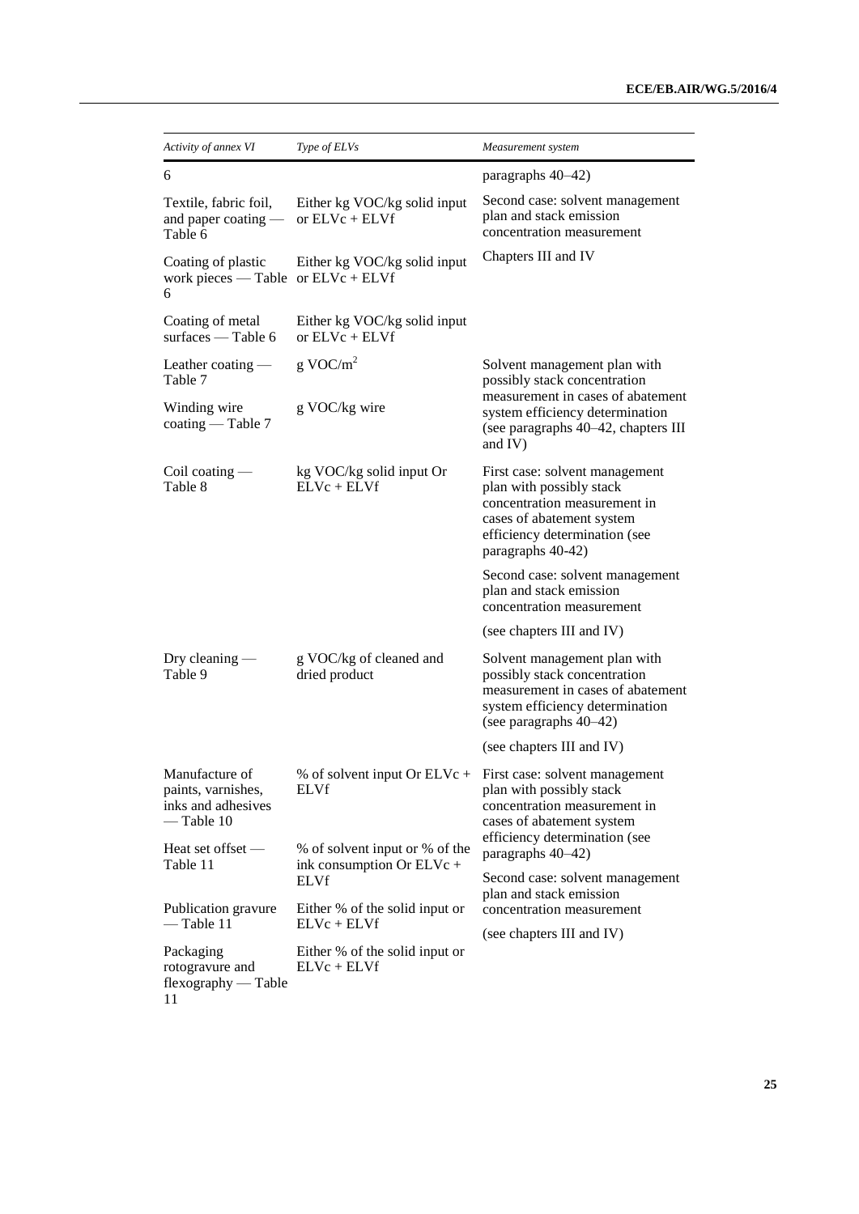| *Activity of annex VI* | *Type of ELVs* | *Measurement system* |
|---|---|---|
| 6 | | paragraphs 40–42) |
| Textile, fabric foil, and paper coating — Table 6 | Either kg VOC/kg solid input or ELVc + ELVf | Second case: solvent management plan and stack emission concentration measurement |
| Coating of plastic work pieces — Table 6 | Either kg VOC/kg solid input or ELVc + ELVf | Chapters III and IV |
| Coating of metal surfaces — Table 6 | Either kg VOC/kg solid input or ELVc + ELVf | |
| Leather coating — Table 7 | g VOC/$m^2$ | Solvent management plan with possibly stack concentration measurement in cases of abatement system efficiency determination (see paragraphs 40–42, chapters III and IV) |
| Winding wire coating — Table 7 | g VOC/kg wire | |
| Coil coating — Table 8 | kg VOC/kg solid input Or ELVc + ELVf | First case: solvent management plan with possibly stack concentration measurement in cases of abatement system efficiency determination (see paragraphs 40-42) |
| | | Second case: solvent management plan and stack emission concentration measurement |
| | | (see chapters III and IV) |
| Dry cleaning — Table 9 | g VOC/kg of cleaned and dried product | Solvent management plan with possibly stack concentration measurement in cases of abatement system efficiency determination (see paragraphs 40–42) |
| | | (see chapters III and IV) |
| Manufacture of paints, varnishes, inks and adhesives — Table 10 | % of solvent input Or ELVc + ELVf | First case: solvent management plan with possibly stack concentration measurement in cases of abatement system efficiency determination (see paragraphs 40–42) |
| Heat set offset — Table 11 | % of solvent input or % of the ink consumption Or ELVc + ELVf | Second case: solvent management plan and stack emission concentration measurement |
| Publication gravure — Table 11 | Either % of the solid input or ELVc + ELVf | (see chapters III and IV) |
| Packaging rotogravure and flexography — Table 11 | Either % of the solid input or ELVc + ELVf | |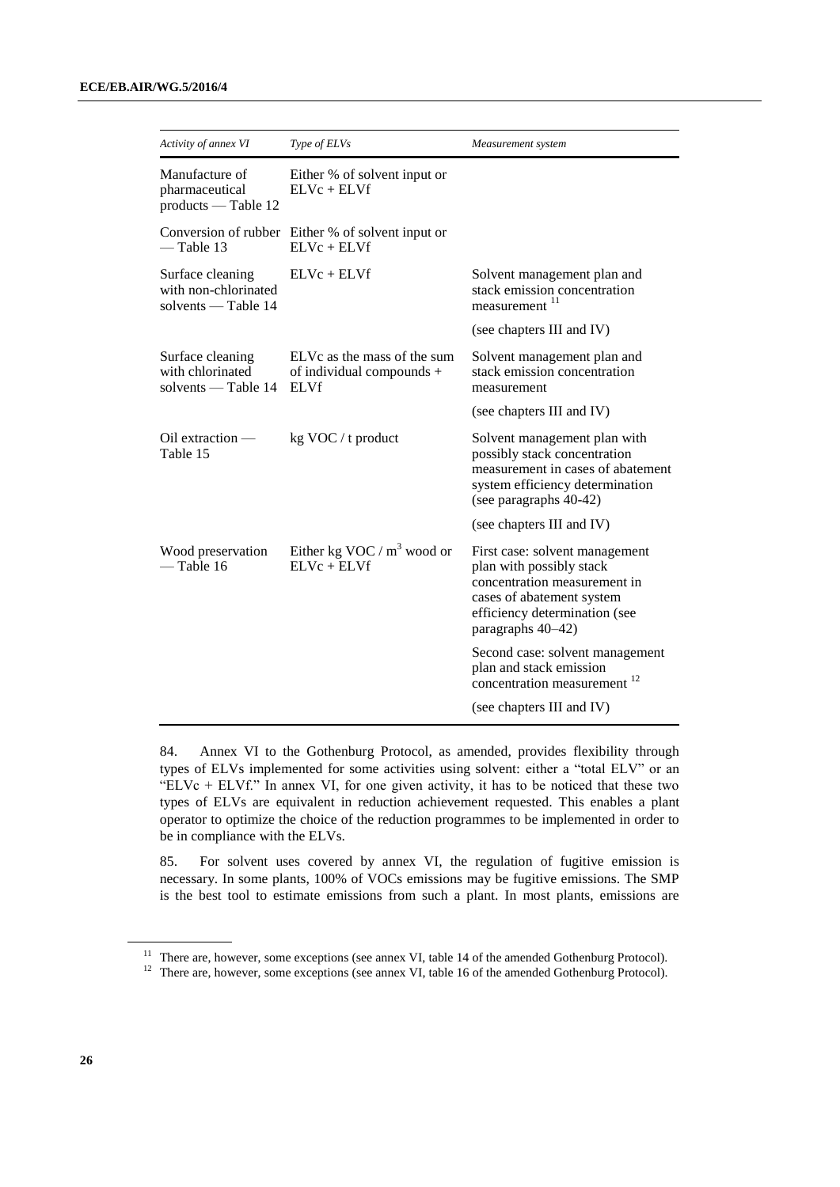| Activity of annex VI | Type of ELVs | Measurement system |
|---|---|---|
| Manufacture of pharmaceutical products — Table 12 | Either % of solvent input or ELVc + ELVf | |
| Conversion of rubber — Table 13 | Either % of solvent input or ELVc + ELVf | |
| Surface cleaning with non-chlorinated solvents — Table 14 | ELVc + ELVf | Solvent management plan and stack emission concentration measurement [11] |
| | | (see chapters III and IV) |
| Surface cleaning with chlorinated solvents — Table 14 | ELVc as the mass of the sum of individual compounds + ELVf | Solvent management plan and stack emission concentration measurement |
| | | (see chapters III and IV) |
| Oil extraction — Table 15 | kg VOC / t product | Solvent management plan with possibly stack concentration measurement in cases of abatement system efficiency determination (see paragraphs 40-42) |
| | | (see chapters III and IV) |
| Wood preservation — Table 16 | Either kg VOC / $m^3$ wood or ELVc + ELVf | First case: solvent management plan with possibly stack concentration measurement in cases of abatement system efficiency determination (see paragraphs 40–42) |
| | | Second case: solvent management plan and stack emission concentration measurement [12] |
| | | (see chapters III and IV) |

84. Annex VI to the Gothenburg Protocol, as amended, provides flexibility through types of ELVs implemented for some activities using solvent: either a "total ELV" or an "ELVc + ELVf." In annex VI, for one given activity, it has to be noticed that these two types of ELVs are equivalent in reduction achievement requested. This enables a plant operator to optimize the choice of the reduction programmes to be implemented in order to be in compliance with the ELVs.

85. For solvent uses covered by annex VI, the regulation of fugitive emission is necessary. In some plants, 100% of VOCs emissions may be fugitive emissions. The SMP is the best tool to estimate emissions from such a plant. In most plants, emissions are

[11] There are, however, some exceptions (see annex VI, table 14 of the amended Gothenburg Protocol).

[12] There are, however, some exceptions (see annex VI, table 16 of the amended Gothenburg Protocol).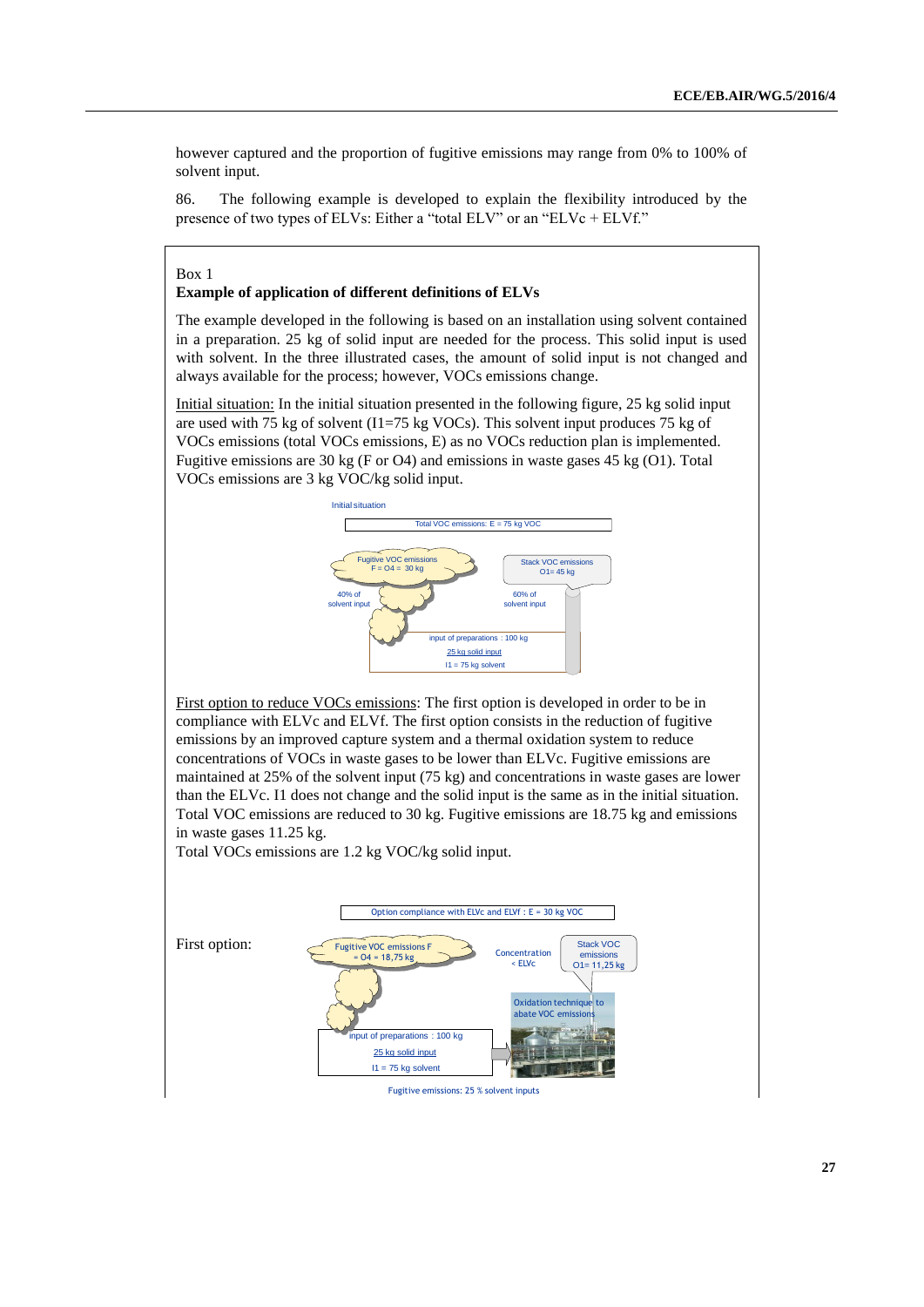however captured and the proportion of fugitive emissions may range from 0% to 100% of solvent input.

86. The following example is developed to explain the flexibility introduced by the presence of two types of ELVs: Either a "total ELV" or an "ELVc + ELVf."

Box 1

**Example of application of different definitions of ELVs**

The example developed in the following is based on an installation using solvent contained in a preparation. 25 kg of solid input are needed for the process. This solid input is used with solvent. In the three illustrated cases, the amount of solid input is not changed and always available for the process; however, VOCs emissions change.

Initial situation: In the initial situation presented in the following figure, 25 kg solid input are used with 75 kg of solvent (I1=75 kg VOCs). This solvent input produces 75 kg of VOCs emissions (total VOCs emissions, E) as no VOCs reduction plan is implemented. Fugitive emissions are 30 kg (F or O4) and emissions in waste gases 45 kg (O1). Total VOCs emissions are 3 kg VOC/kg solid input.

Initial situation

Total VOC emissions: E = 75 kg VOC

Fugitive VOC emissions F = O4 = 30 kg

Stack VOC emissions O1= 45 kg

40% of solvent input

60% of solvent input

input of preparations : 100 kg

25 kg solid input

I1 = 75 kg solvent

First option to reduce VOCs emissions: The first option is developed in order to be in compliance with ELVc and ELVf. The first option consists in the reduction of fugitive emissions by an improved capture system and a thermal oxidation system to reduce concentrations of VOCs in waste gases to be lower than ELVc. Fugitive emissions are maintained at 25% of the solvent input (75 kg) and concentrations in waste gases are lower than the ELVc. I1 does not change and the solid input is the same as in the initial situation. Total VOC emissions are reduced to 30 kg. Fugitive emissions are 18.75 kg and emissions in waste gases 11.25 kg.

Total VOCs emissions are 1.2 kg VOC/kg solid input.

First option:

Option compliance with ELVc and ELVf : E = 30 kg VOC

Fugitive VOC emissions F = O4 = 18,75 kg

Concentration < ELVc

Stack VOC emissions O1= 11,25 kg

Oxidation technique to abate VOC emissions

input of preparations : 100 kg

25 kg solid input

I1 = 75 kg solvent

Fugitive emissions: 25 % solvent inputs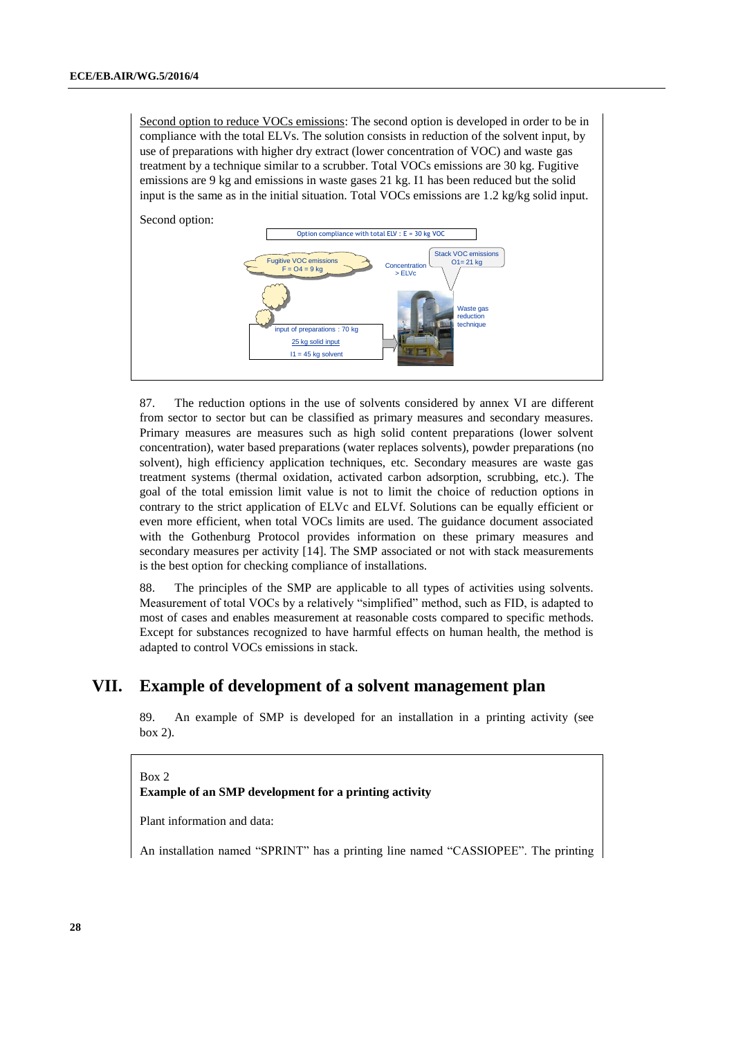<u>Second option to reduce VOCs emissions</u>: The second option is developed in order to be in compliance with the total ELVs. The solution consists in reduction of the solvent input, by use of preparations with higher dry extract (lower concentration of VOC) and waste gas treatment by a technique similar to a scrubber. Total VOCs emissions are 30 kg. Fugitive emissions are 9 kg and emissions in waste gases 21 kg. I1 has been reduced but the solid input is the same as in the initial situation. Total VOCs emissions are 1.2 kg/kg solid input.

Second option:

Option compliance with total ELV : E = 30 kg VOC

Fugitive VOC emissions
F = O4 = 9 kg

Concentration > ELVc

Stack VOC emissions
O1= 21 kg

Waste gas reduction technique

input of preparations : 70 kg
25 kg solid input
I1 = 45 kg solvent

87. The reduction options in the use of solvents considered by annex VI are different from sector to sector but can be classified as primary measures and secondary measures. Primary measures are measures such as high solid content preparations (lower solvent concentration), water based preparations (water replaces solvents), powder preparations (no solvent), high efficiency application techniques, etc. Secondary measures are waste gas treatment systems (thermal oxidation, activated carbon adsorption, scrubbing, etc.). The goal of the total emission limit value is not to limit the choice of reduction options in contrary to the strict application of ELVc and ELVf. Solutions can be equally efficient or even more efficient, when total VOCs limits are used. The guidance document associated with the Gothenburg Protocol provides information on these primary measures and secondary measures per activity [14]. The SMP associated or not with stack measurements is the best option for checking compliance of installations.

88. The principles of the SMP are applicable to all types of activities using solvents. Measurement of total VOCs by a relatively "simplified" method, such as FID, is adapted to most of cases and enables measurement at reasonable costs compared to specific methods. Except for substances recognized to have harmful effects on human health, the method is adapted to control VOCs emissions in stack.

# VII. Example of development of a solvent management plan

89. An example of SMP is developed for an installation in a printing activity (see box 2).

Box 2

**Example of an SMP development for a printing activity**

Plant information and data:

An installation named "SPRINT" has a printing line named "CASSIOPEE". The printing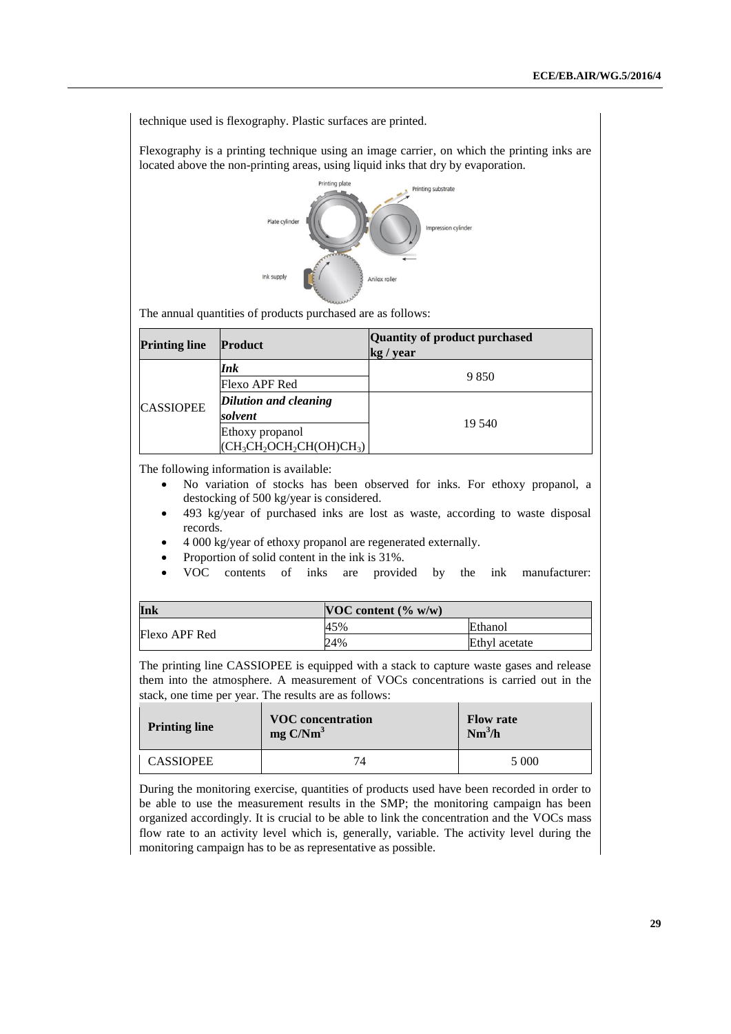technique used is flexography. Plastic surfaces are printed.

Flexography is a printing technique using an image carrier, on which the printing inks are located above the non-printing areas, using liquid inks that dry by evaporation.

The annual quantities of products purchased are as follows:

| Printing line | Product | Quantity of product purchased kg / year |
|---|---|---|
| CASSIOPEE | ***Ink*** Flexo APF Red | 9 850 |
| | ***Dilution and cleaning solvent*** Ethoxy propanol ($CH_3CH_2OCH_2CH(OH)CH_3$) | 19 540 |

The following information is available:

- No variation of stocks has been observed for inks. For ethoxy propanol, a destocking of 500 kg/year is considered.
- 493 kg/year of purchased inks are lost as waste, according to waste disposal records.
- 4 000 kg/year of ethoxy propanol are regenerated externally.
- Proportion of solid content in the ink is 31%.
- VOC contents of inks are provided by the ink manufacturer:

| Ink | VOC content (% w/w) | |
|---|---|---|
| Flexo APF Red | 45% | Ethanol |
| | 24% | Ethyl acetate |

The printing line CASSIOPEE is equipped with a stack to capture waste gases and release them into the atmosphere. A measurement of VOCs concentrations is carried out in the stack, one time per year. The results are as follows:

| Printing line | VOC concentration mg C/Nm$^3$ | Flow rate Nm$^3$/h |
|---|---|---|
| CASSIOPEE | 74 | 5 000 |

During the monitoring exercise, quantities of products used have been recorded in order to be able to use the measurement results in the SMP; the monitoring campaign has been organized accordingly. It is crucial to be able to link the concentration and the VOCs mass flow rate to an activity level which is, generally, variable. The activity level during the monitoring campaign has to be as representative as possible.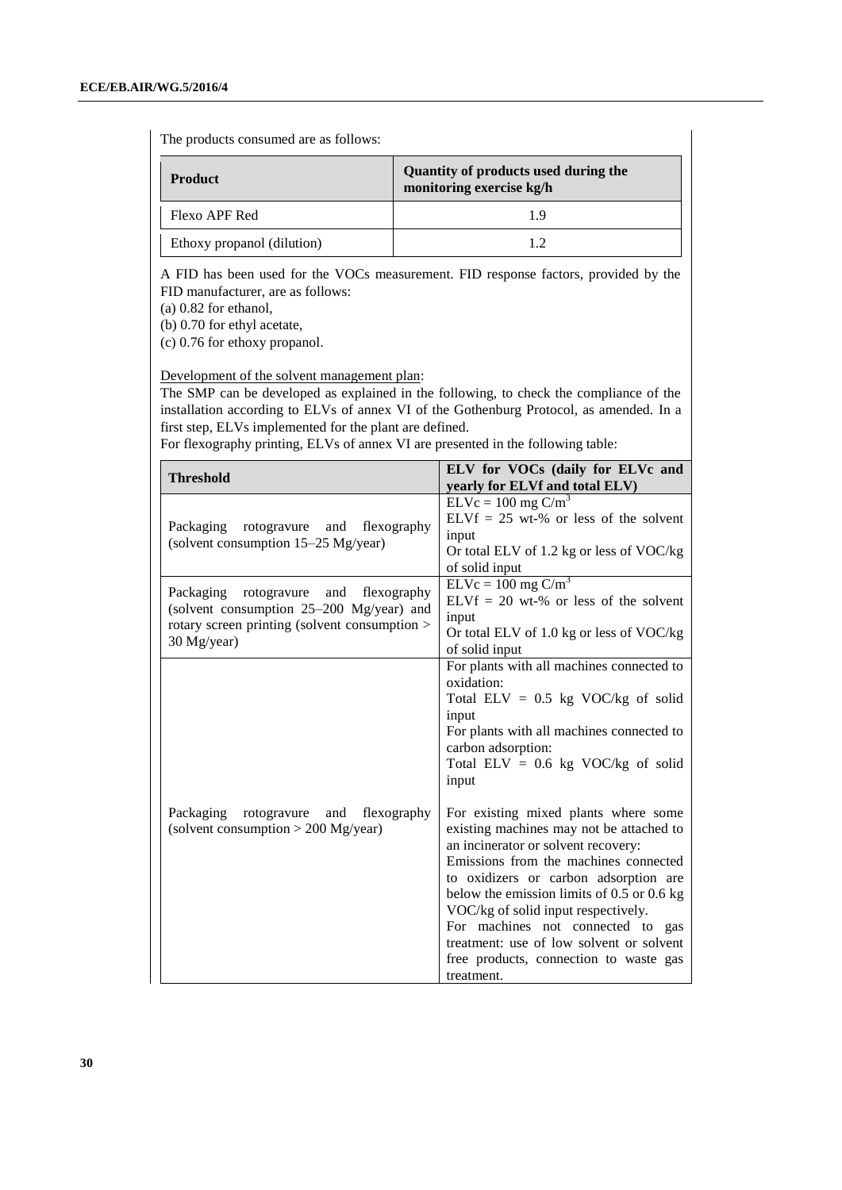The products consumed are as follows:

| Product | Quantity of products used during the monitoring exercise kg/h |
|---|---|
| Flexo APF Red | 1.9 |
| Ethoxy propanol (dilution) | 1.2 |

A FID has been used for the VOCs measurement. FID response factors, provided by the FID manufacturer, are as follows:

(a) 0.82 for ethanol,

(b) 0.70 for ethyl acetate,

(c) 0.76 for ethoxy propanol.

Development of the solvent management plan:

The SMP can be developed as explained in the following, to check the compliance of the installation according to ELVs of annex VI of the Gothenburg Protocol, as amended. In a first step, ELVs implemented for the plant are defined.

For flexography printing, ELVs of annex VI are presented in the following table:

| Threshold | ELV for VOCs (daily for ELVc and yearly for ELVf and total ELV) |
|---|---|
| Packaging rotogravure and flexography (solvent consumption 15–25 Mg/year) | ELVc = 100 mg C/m$^3$<br>ELVf = 25 wt-% or less of the solvent input<br>Or total ELV of 1.2 kg or less of VOC/kg of solid input |
| Packaging rotogravure and flexography (solvent consumption 25–200 Mg/year) and rotary screen printing (solvent consumption > 30 Mg/year) | ELVc = 100 mg C/m$^3$<br>ELVf = 20 wt-% or less of the solvent input<br>Or total ELV of 1.0 kg or less of VOC/kg of solid input |
| Packaging rotogravure and flexography (solvent consumption > 200 Mg/year) | For plants with all machines connected to oxidation:<br>Total ELV = 0.5 kg VOC/kg of solid input<br>For plants with all machines connected to carbon adsorption:<br>Total ELV = 0.6 kg VOC/kg of solid input<br><br>For existing mixed plants where some existing machines may not be attached to an incinerator or solvent recovery:<br>Emissions from the machines connected to oxidizers or carbon adsorption are below the emission limits of 0.5 or 0.6 kg VOC/kg of solid input respectively.<br>For machines not connected to gas treatment: use of low solvent or solvent free products, connection to waste gas treatment. |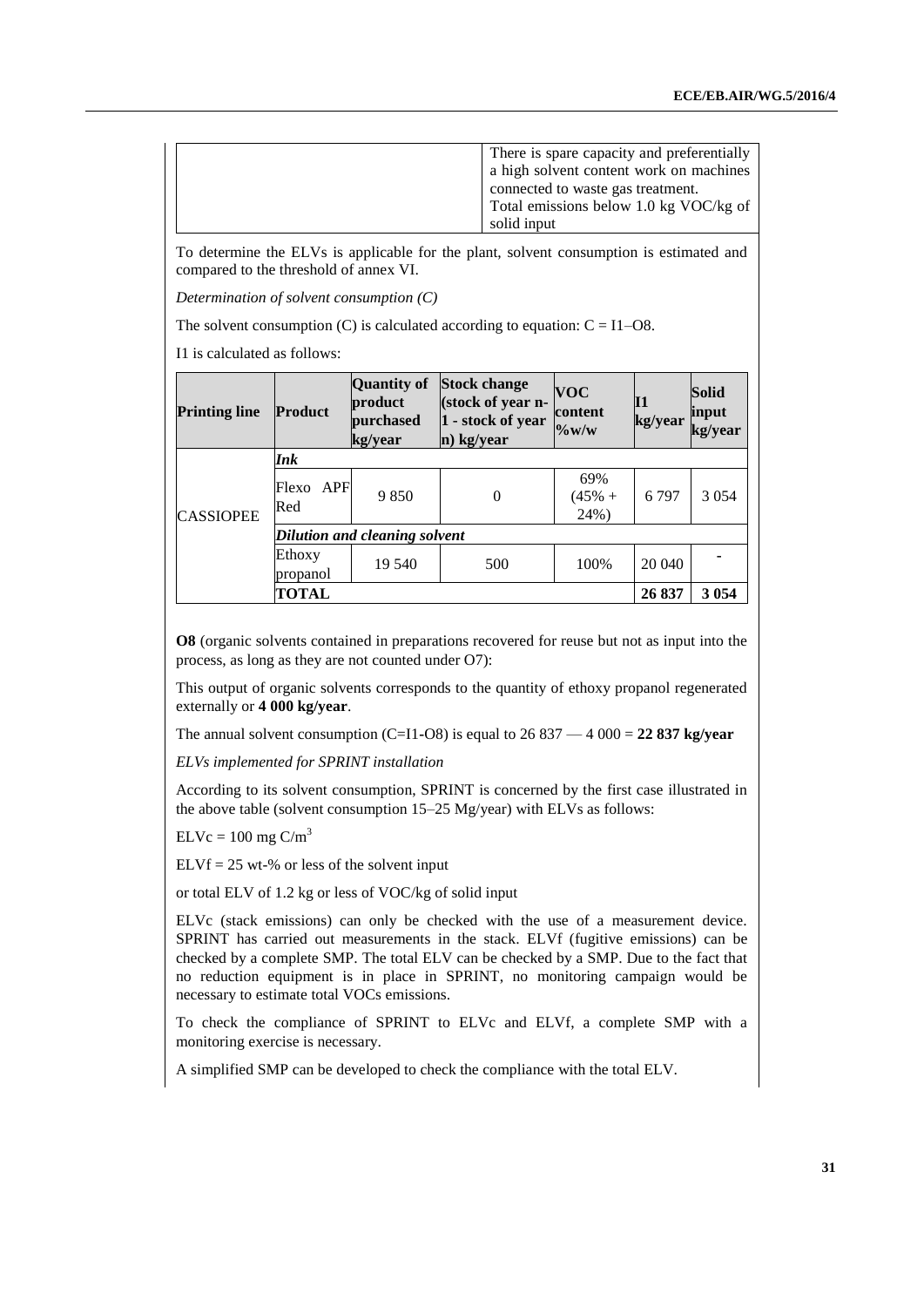| | There is spare capacity and preferentially a high solvent content work on machines connected to waste gas treatment. Total emissions below 1.0 kg VOC/kg of solid input |
|---|---|

To determine the ELVs is applicable for the plant, solvent consumption is estimated and compared to the threshold of annex VI.

*Determination of solvent consumption (C)*

The solvent consumption (C) is calculated according to equation: C = I1–O8.

I1 is calculated as follows:

| Printing line | Product | Quantity of product purchased kg/year | Stock change (stock of year n-1 - stock of year n) kg/year | VOC content %w/w | I1 kg/year | Solid input kg/year |
|---|---|---|---|---|---|---|
| CASSIOPEE | ***Ink*** | | | | | |
| | Flexo APF Red | 9 850 | 0 | 69% (45% + 24%) | 6 797 | 3 054 |
| | ***Dilution and cleaning solvent*** | | | | | |
| | Ethoxy propanol | 19 540 | 500 | 100% | 20 040 | - |
| | **TOTAL** | | | | **26 837** | **3 054** |

**O8** (organic solvents contained in preparations recovered for reuse but not as input into the process, as long as they are not counted under O7):

This output of organic solvents corresponds to the quantity of ethoxy propanol regenerated externally or **4 000 kg/year**.

The annual solvent consumption (C=I1-O8) is equal to 26 837 — 4 000 = **22 837 kg/year**

*ELVs implemented for SPRINT installation*

According to its solvent consumption, SPRINT is concerned by the first case illustrated in the above table (solvent consumption 15–25 Mg/year) with ELVs as follows:

ELVc = 100 mg C/m$^3$

ELVf = 25 wt-% or less of the solvent input

or total ELV of 1.2 kg or less of VOC/kg of solid input

ELVc (stack emissions) can only be checked with the use of a measurement device. SPRINT has carried out measurements in the stack. ELVf (fugitive emissions) can be checked by a complete SMP. The total ELV can be checked by a SMP. Due to the fact that no reduction equipment is in place in SPRINT, no monitoring campaign would be necessary to estimate total VOCs emissions.

To check the compliance of SPRINT to ELVc and ELVf, a complete SMP with a monitoring exercise is necessary.

A simplified SMP can be developed to check the compliance with the total ELV.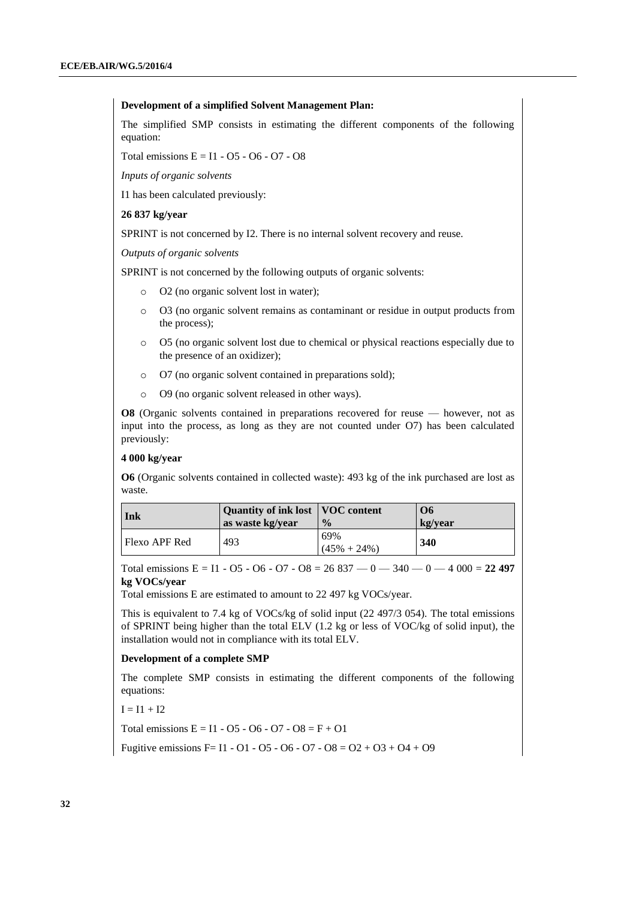**Development of a simplified Solvent Management Plan:**

The simplified SMP consists in estimating the different components of the following equation:

Total emissions E = I1 - O5 - O6 - O7 - O8

*Inputs of organic solvents*

I1 has been calculated previously:

**26 837 kg/year**

SPRINT is not concerned by I2. There is no internal solvent recovery and reuse.

*Outputs of organic solvents*

SPRINT is not concerned by the following outputs of organic solvents:

- O2 (no organic solvent lost in water);
- O3 (no organic solvent remains as contaminant or residue in output products from the process);
- O5 (no organic solvent lost due to chemical or physical reactions especially due to the presence of an oxidizer);
- O7 (no organic solvent contained in preparations sold);
- O9 (no organic solvent released in other ways).

**O8** (Organic solvents contained in preparations recovered for reuse — however, not as input into the process, as long as they are not counted under O7) has been calculated previously:

**4 000 kg/year**

**O6** (Organic solvents contained in collected waste): 493 kg of the ink purchased are lost as waste.

| Ink | Quantity of ink lost as waste kg/year | VOC content % | O6 kg/year |
|---|---|---|---|
| Flexo APF Red | 493 | 69% (45% + 24%) | **340** |

Total emissions E = I1 - O5 - O6 - O7 - O8 = 26 837 — 0 — 340 — 0 — 4 000 = **22 497 kg VOCs/year**

Total emissions E are estimated to amount to 22 497 kg VOCs/year.

This is equivalent to 7.4 kg of VOCs/kg of solid input (22 497/3 054). The total emissions of SPRINT being higher than the total ELV (1.2 kg or less of VOC/kg of solid input), the installation would not in compliance with its total ELV.

**Development of a complete SMP**

The complete SMP consists in estimating the different components of the following equations:

I = I1 + I2

Total emissions E = I1 - O5 - O6 - O7 - O8 = F + O1

Fugitive emissions F= I1 - O1 - O5 - O6 - O7 - O8 = O2 + O3 + O4 + O9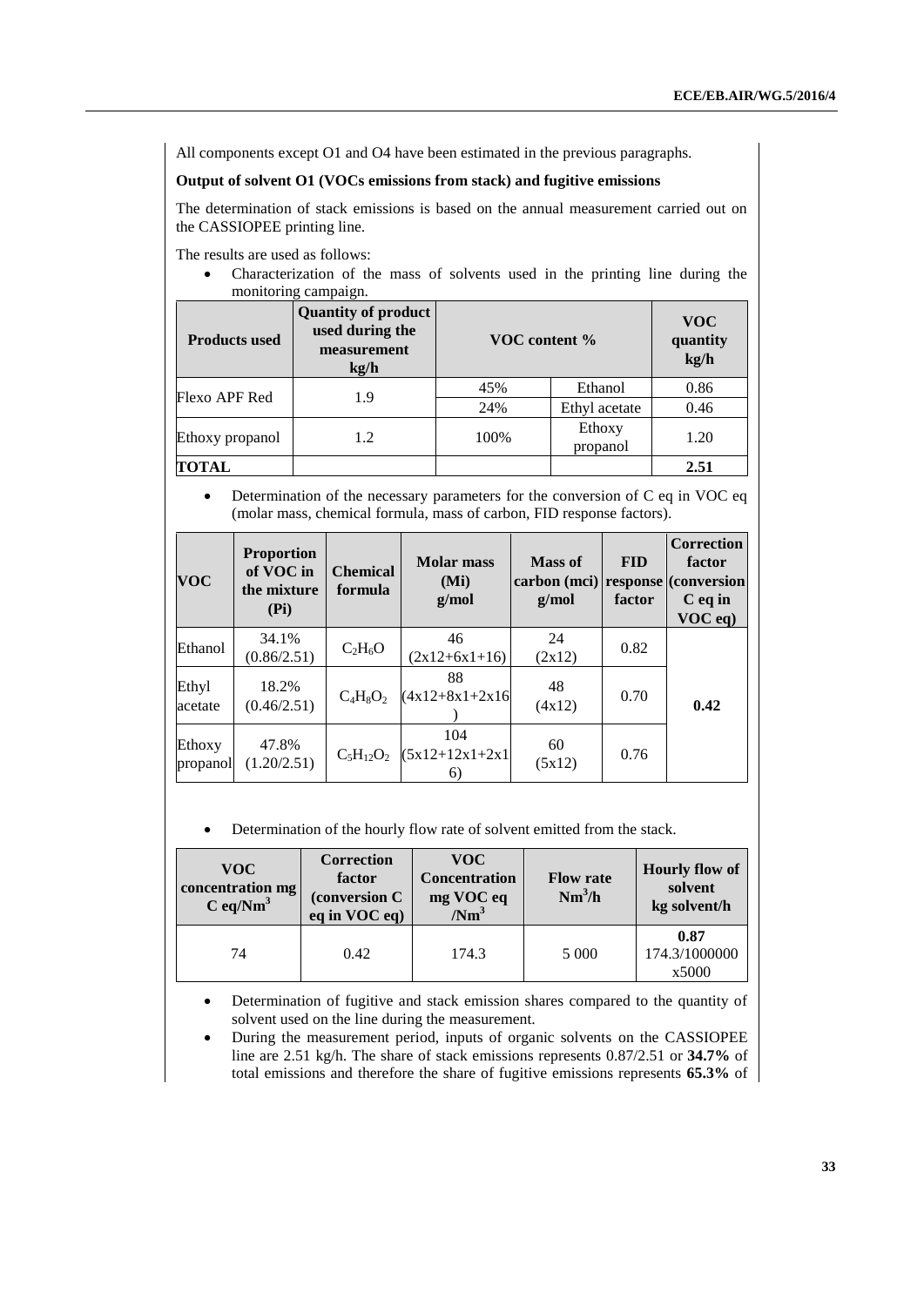All components except O1 and O4 have been estimated in the previous paragraphs.

**Output of solvent O1 (VOCs emissions from stack) and fugitive emissions**

The determination of stack emissions is based on the annual measurement carried out on the CASSIOPEE printing line.

The results are used as follows:

- Characterization of the mass of solvents used in the printing line during the monitoring campaign.

| Products used | Quantity of product used during the measurement kg/h | VOC content % | | VOC quantity kg/h |
|---|---|---|---|---|
| Flexo APF Red | 1.9 | 45% | Ethanol | 0.86 |
| | | 24% | Ethyl acetate | 0.46 |
| Ethoxy propanol | 1.2 | 100% | Ethoxy propanol | 1.20 |
| **TOTAL** | | | | **2.51** |

- Determination of the necessary parameters for the conversion of C eq in VOC eq (molar mass, chemical formula, mass of carbon, FID response factors).

| VOC | Proportion of VOC in the mixture (Pi) | Chemical formula | Molar mass (Mi) g/mol | Mass of carbon (mci) g/mol | FID response factor | Correction factor (conversion C eq in VOC eq) |
|---|---|---|---|---|---|---|
| Ethanol | 34.1% (0.86/2.51) | $C_2H_6O$ | 46 (2x12+6x1+16) | 24 (2x12) | 0.82 | **0.42** |
| Ethyl acetate | 18.2% (0.46/2.51) | $C_4H_8O_2$ | 88 (4x12+8x1+2x16) | 48 (4x12) | 0.70 | |
| Ethoxy propanol | 47.8% (1.20/2.51) | $C_5H_{12}O_2$ | 104 (5x12+12x1+2x16) | 60 (5x12) | 0.76 | |

- Determination of the hourly flow rate of solvent emitted from the stack.

| VOC concentration mg C eq/Nm$^3$ | Correction factor (conversion C eq in VOC eq) | VOC Concentration mg VOC eq /Nm$^3$ | Flow rate Nm$^3$/h | Hourly flow of solvent kg solvent/h |
|---|---|---|---|---|
| 74 | 0.42 | 174.3 | 5 000 | **0.87** 174.3/1000000 x5000 |

- Determination of fugitive and stack emission shares compared to the quantity of solvent used on the line during the measurement.
- During the measurement period, inputs of organic solvents on the CASSIOPEE line are 2.51 kg/h. The share of stack emissions represents 0.87/2.51 or **34.7%** of total emissions and therefore the share of fugitive emissions represents **65.3%** of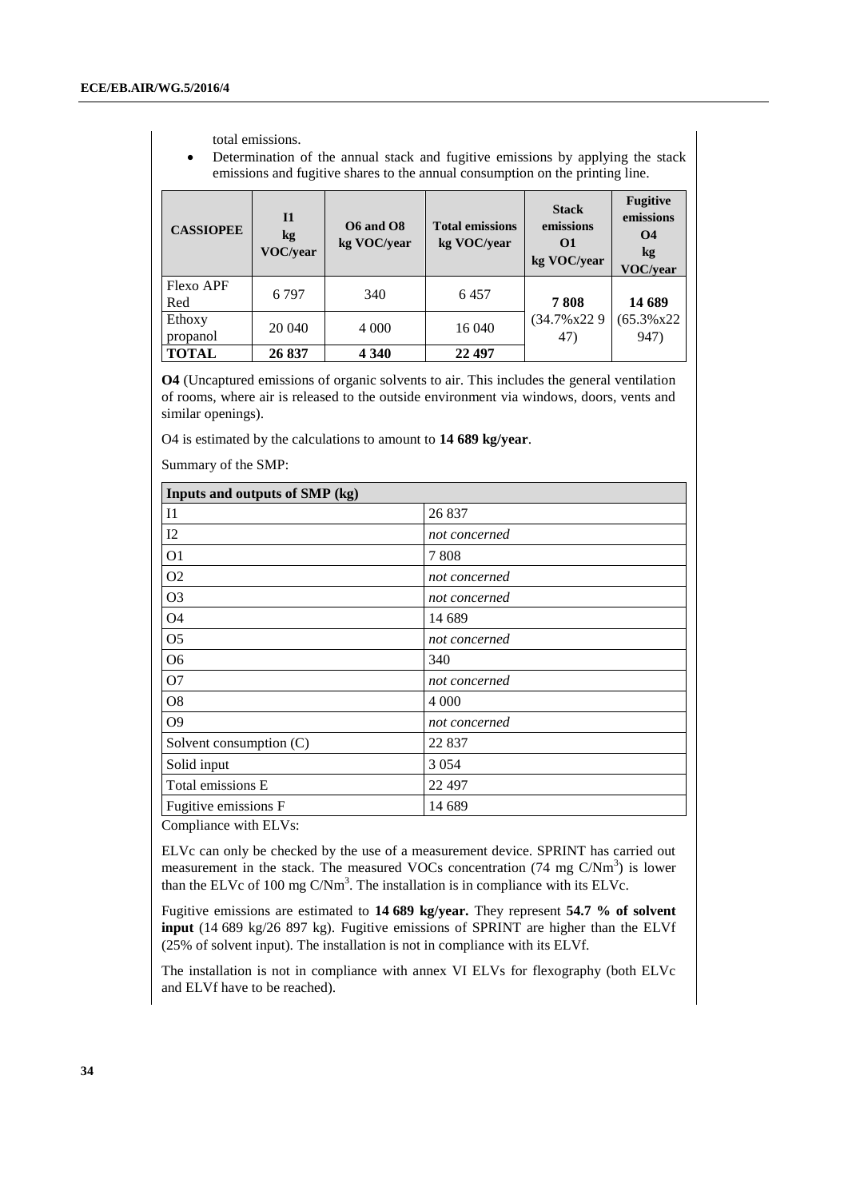total emissions.

- Determination of the annual stack and fugitive emissions by applying the stack emissions and fugitive shares to the annual consumption on the printing line.

| CASSIOPEE | I1 kg VOC/year | O6 and O8 kg VOC/year | Total emissions kg VOC/year | Stack emissions O1 kg VOC/year | Fugitive emissions O4 kg VOC/year |
|---|---|---|---|---|---|
| Flexo APF Red | 6 797 | 340 | 6 457 | **7 808** (34.7%x22 947) | **14 689** (65.3%x22 947) |
| Ethoxy propanol | 20 040 | 4 000 | 16 040 | | |
| **TOTAL** | **26 837** | **4 340** | **22 497** | | |

**O4** (Uncaptured emissions of organic solvents to air. This includes the general ventilation of rooms, where air is released to the outside environment via windows, doors, vents and similar openings).

O4 is estimated by the calculations to amount to **14 689 kg/year**.

Summary of the SMP:

| Inputs and outputs of SMP (kg) | |
|---|---|
| I1 | 26 837 |
| I2 | *not concerned* |
| O1 | 7 808 |
| O2 | *not concerned* |
| O3 | *not concerned* |
| O4 | 14 689 |
| O5 | *not concerned* |
| O6 | 340 |
| O7 | *not concerned* |
| O8 | 4 000 |
| O9 | *not concerned* |
| Solvent consumption (C) | 22 837 |
| Solid input | 3 054 |
| Total emissions E | 22 497 |
| Fugitive emissions F | 14 689 |

Compliance with ELVs:

ELVc can only be checked by the use of a measurement device. SPRINT has carried out measurement in the stack. The measured VOCs concentration (74 mg C/Nm$^3$) is lower than the ELVc of 100 mg C/Nm$^3$. The installation is in compliance with its ELVc.

Fugitive emissions are estimated to **14 689 kg/year.** They represent **54.7 % of solvent input** (14 689 kg/26 897 kg). Fugitive emissions of SPRINT are higher than the ELVf (25% of solvent input). The installation is not in compliance with its ELVf.

The installation is not in compliance with annex VI ELVs for flexography (both ELVc and ELVf have to be reached).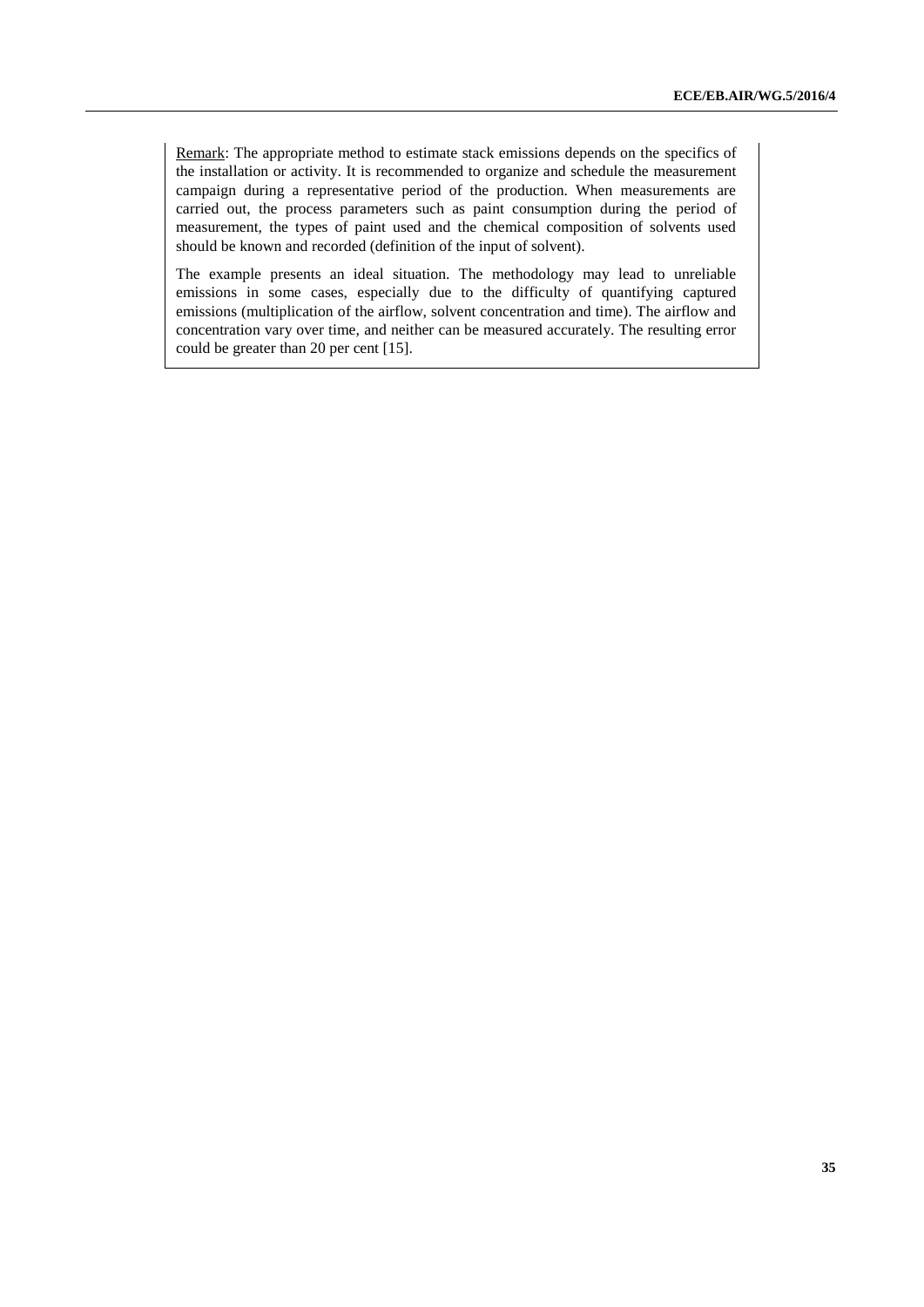<u>Remark</u>: The appropriate method to estimate stack emissions depends on the specifics of the installation or activity. It is recommended to organize and schedule the measurement campaign during a representative period of the production. When measurements are carried out, the process parameters such as paint consumption during the period of measurement, the types of paint used and the chemical composition of solvents used should be known and recorded (definition of the input of solvent).

The example presents an ideal situation. The methodology may lead to unreliable emissions in some cases, especially due to the difficulty of quantifying captured emissions (multiplication of the airflow, solvent concentration and time). The airflow and concentration vary over time, and neither can be measured accurately. The resulting error could be greater than 20 per cent [15].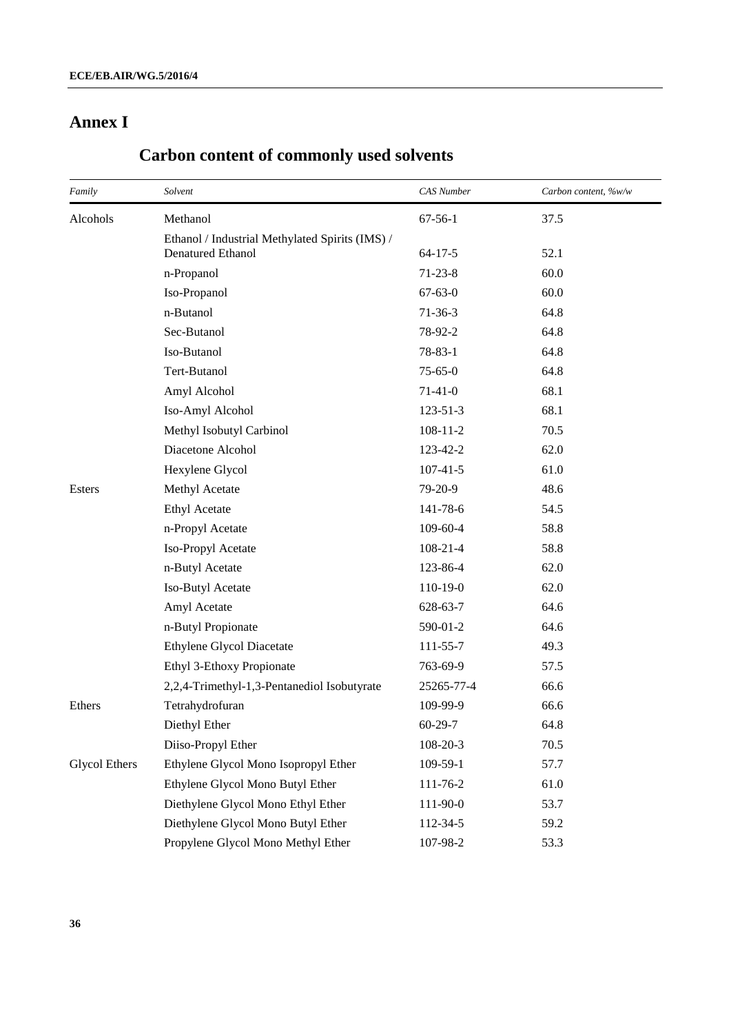# Annex I

## Carbon content of commonly used solvents

| *Family* | *Solvent* | *CAS Number* | *Carbon content, %w/w* |
|---|---|---|---|
| Alcohols | Methanol | 67-56-1 | 37.5 |
| | Ethanol / Industrial Methylated Spirits (IMS) / Denatured Ethanol | 64-17-5 | 52.1 |
| | n-Propanol | 71-23-8 | 60.0 |
| | Iso-Propanol | 67-63-0 | 60.0 |
| | n-Butanol | 71-36-3 | 64.8 |
| | Sec-Butanol | 78-92-2 | 64.8 |
| | Iso-Butanol | 78-83-1 | 64.8 |
| | Tert-Butanol | 75-65-0 | 64.8 |
| | Amyl Alcohol | 71-41-0 | 68.1 |
| | Iso-Amyl Alcohol | 123-51-3 | 68.1 |
| | Methyl Isobutyl Carbinol | 108-11-2 | 70.5 |
| | Diacetone Alcohol | 123-42-2 | 62.0 |
| | Hexylene Glycol | 107-41-5 | 61.0 |
| Esters | Methyl Acetate | 79-20-9 | 48.6 |
| | Ethyl Acetate | 141-78-6 | 54.5 |
| | n-Propyl Acetate | 109-60-4 | 58.8 |
| | Iso-Propyl Acetate | 108-21-4 | 58.8 |
| | n-Butyl Acetate | 123-86-4 | 62.0 |
| | Iso-Butyl Acetate | 110-19-0 | 62.0 |
| | Amyl Acetate | 628-63-7 | 64.6 |
| | n-Butyl Propionate | 590-01-2 | 64.6 |
| | Ethylene Glycol Diacetate | 111-55-7 | 49.3 |
| | Ethyl 3-Ethoxy Propionate | 763-69-9 | 57.5 |
| | 2,2,4-Trimethyl-1,3-Pentanediol Isobutyrate | 25265-77-4 | 66.6 |
| Ethers | Tetrahydrofuran | 109-99-9 | 66.6 |
| | Diethyl Ether | 60-29-7 | 64.8 |
| | Diiso-Propyl Ether | 108-20-3 | 70.5 |
| Glycol Ethers | Ethylene Glycol Mono Isopropyl Ether | 109-59-1 | 57.7 |
| | Ethylene Glycol Mono Butyl Ether | 111-76-2 | 61.0 |
| | Diethylene Glycol Mono Ethyl Ether | 111-90-0 | 53.7 |
| | Diethylene Glycol Mono Butyl Ether | 112-34-5 | 59.2 |
| | Propylene Glycol Mono Methyl Ether | 107-98-2 | 53.3 |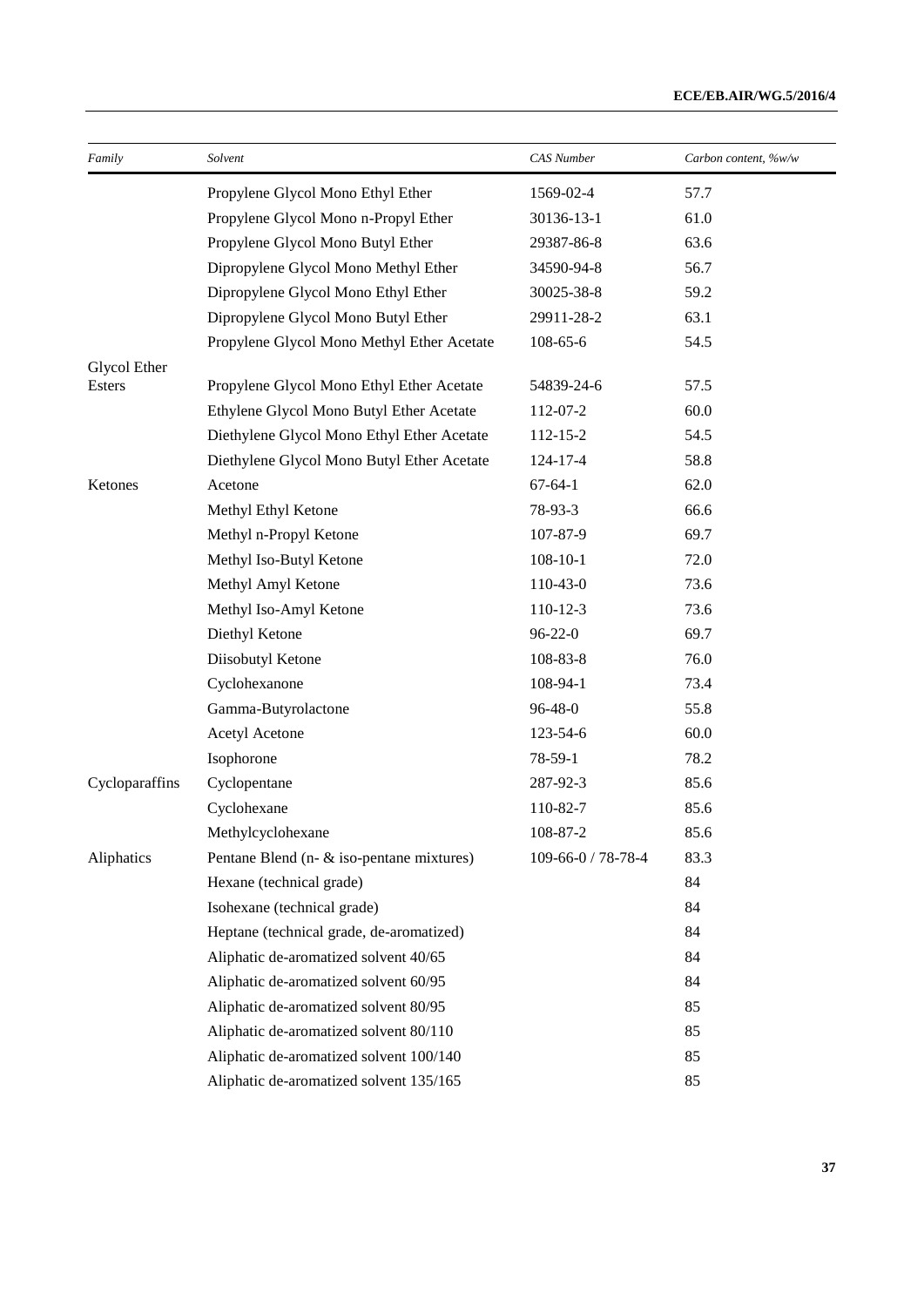| Family | Solvent | CAS Number | Carbon content, %w/w |
| --- | --- | --- | --- |
| | Propylene Glycol Mono Ethyl Ether | 1569-02-4 | 57.7 |
| | Propylene Glycol Mono n-Propyl Ether | 30136-13-1 | 61.0 |
| | Propylene Glycol Mono Butyl Ether | 29387-86-8 | 63.6 |
| | Dipropylene Glycol Mono Methyl Ether | 34590-94-8 | 56.7 |
| | Dipropylene Glycol Mono Ethyl Ether | 30025-38-8 | 59.2 |
| | Dipropylene Glycol Mono Butyl Ether | 29911-28-2 | 63.1 |
| | Propylene Glycol Mono Methyl Ether Acetate | 108-65-6 | 54.5 |
| Glycol Ether Esters | Propylene Glycol Mono Ethyl Ether Acetate | 54839-24-6 | 57.5 |
| | Ethylene Glycol Mono Butyl Ether Acetate | 112-07-2 | 60.0 |
| | Diethylene Glycol Mono Ethyl Ether Acetate | 112-15-2 | 54.5 |
| | Diethylene Glycol Mono Butyl Ether Acetate | 124-17-4 | 58.8 |
| Ketones | Acetone | 67-64-1 | 62.0 |
| | Methyl Ethyl Ketone | 78-93-3 | 66.6 |
| | Methyl n-Propyl Ketone | 107-87-9 | 69.7 |
| | Methyl Iso-Butyl Ketone | 108-10-1 | 72.0 |
| | Methyl Amyl Ketone | 110-43-0 | 73.6 |
| | Methyl Iso-Amyl Ketone | 110-12-3 | 73.6 |
| | Diethyl Ketone | 96-22-0 | 69.7 |
| | Diisobutyl Ketone | 108-83-8 | 76.0 |
| | Cyclohexanone | 108-94-1 | 73.4 |
| | Gamma-Butyrolactone | 96-48-0 | 55.8 |
| | Acetyl Acetone | 123-54-6 | 60.0 |
| | Isophorone | 78-59-1 | 78.2 |
| Cycloparaffins | Cyclopentane | 287-92-3 | 85.6 |
| | Cyclohexane | 110-82-7 | 85.6 |
| | Methylcyclohexane | 108-87-2 | 85.6 |
| Aliphatics | Pentane Blend (n- & iso-pentane mixtures) | 109-66-0 / 78-78-4 | 83.3 |
| | Hexane (technical grade) | | 84 |
| | Isohexane (technical grade) | | 84 |
| | Heptane (technical grade, de-aromatized) | | 84 |
| | Aliphatic de-aromatized solvent 40/65 | | 84 |
| | Aliphatic de-aromatized solvent 60/95 | | 84 |
| | Aliphatic de-aromatized solvent 80/95 | | 85 |
| | Aliphatic de-aromatized solvent 80/110 | | 85 |
| | Aliphatic de-aromatized solvent 100/140 | | 85 |
| | Aliphatic de-aromatized solvent 135/165 | | 85 |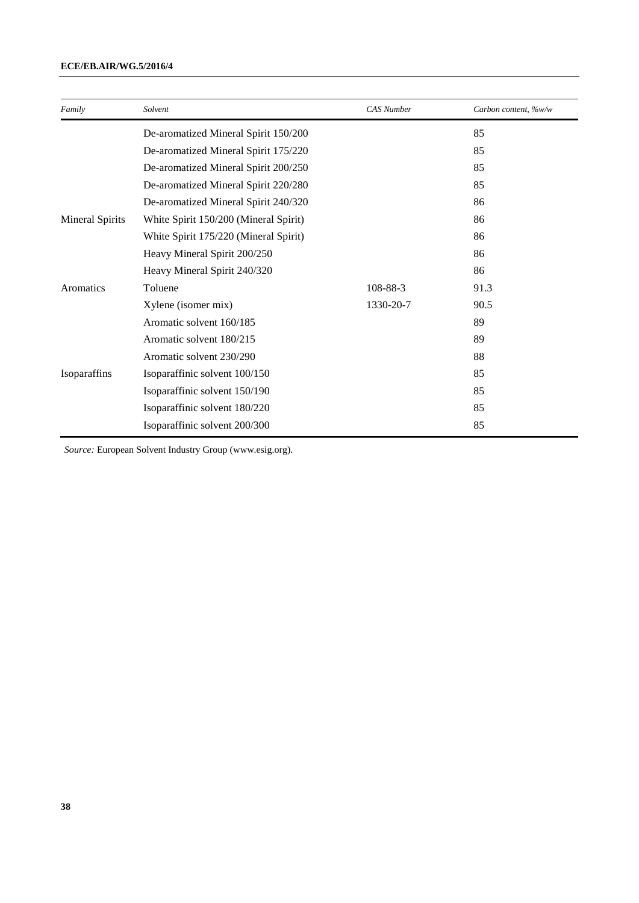| Family | Solvent | CAS Number | Carbon content, %w/w |
| --- | --- | --- | --- |
| | De-aromatized Mineral Spirit 150/200 | | 85 |
| | De-aromatized Mineral Spirit 175/220 | | 85 |
| | De-aromatized Mineral Spirit 200/250 | | 85 |
| | De-aromatized Mineral Spirit 220/280 | | 85 |
| | De-aromatized Mineral Spirit 240/320 | | 86 |
| Mineral Spirits | White Spirit 150/200 (Mineral Spirit) | | 86 |
| | White Spirit 175/220 (Mineral Spirit) | | 86 |
| | Heavy Mineral Spirit 200/250 | | 86 |
| | Heavy Mineral Spirit 240/320 | | 86 |
| Aromatics | Toluene | 108-88-3 | 91.3 |
| | Xylene (isomer mix) | 1330-20-7 | 90.5 |
| | Aromatic solvent 160/185 | | 89 |
| | Aromatic solvent 180/215 | | 89 |
| | Aromatic solvent 230/290 | | 88 |
| Isoparaffins | Isoparaffinic solvent 100/150 | | 85 |
| | Isoparaffinic solvent 150/190 | | 85 |
| | Isoparaffinic solvent 180/220 | | 85 |
| | Isoparaffinic solvent 200/300 | | 85 |

*Source:* European Solvent Industry Group (www.esig.org).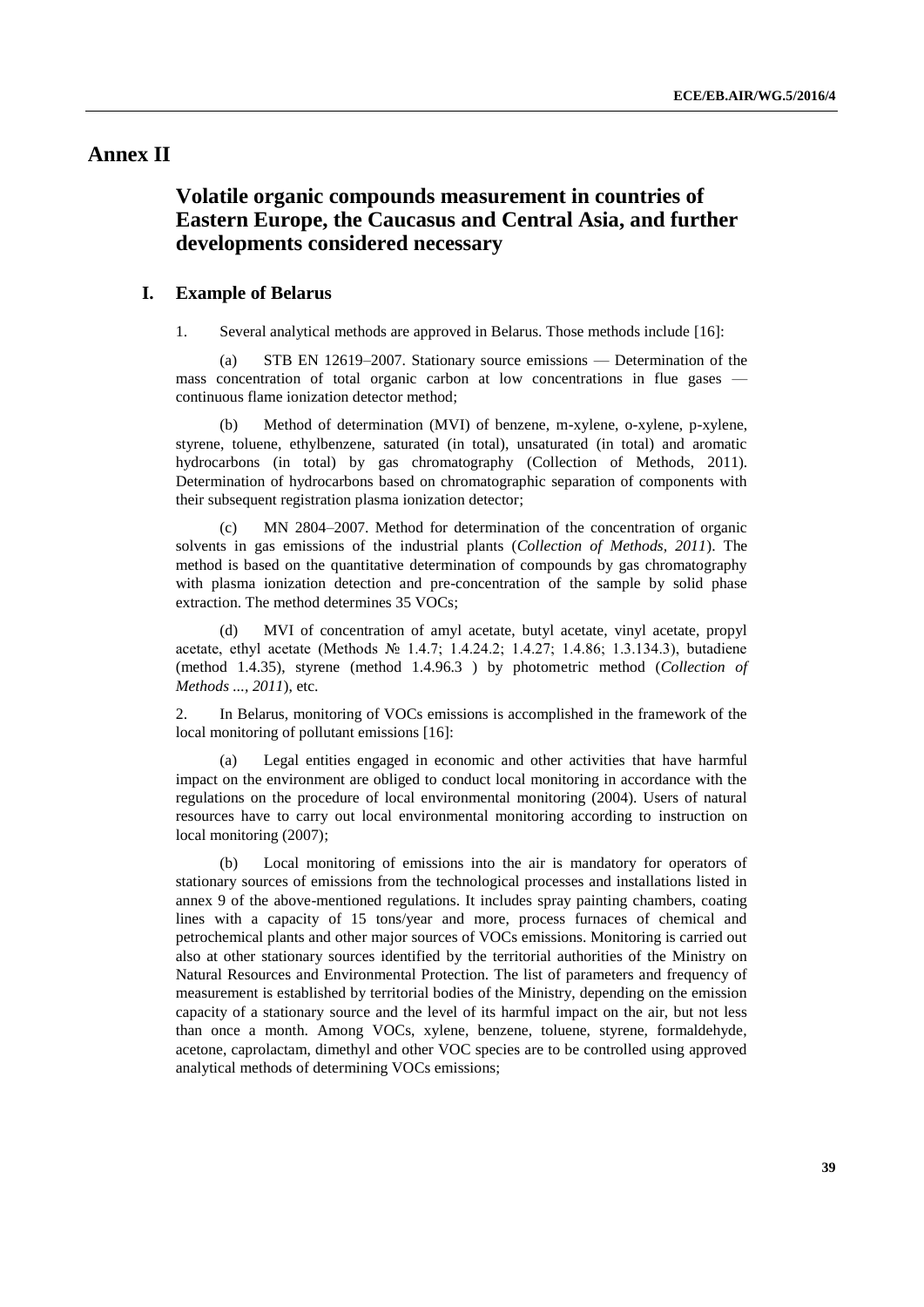# Annex II

## Volatile organic compounds measurement in countries of Eastern Europe, the Caucasus and Central Asia, and further developments considered necessary

### I. Example of Belarus

1. Several analytical methods are approved in Belarus. Those methods include [16]:

(a) STB EN 12619–2007. Stationary source emissions — Determination of the mass concentration of total organic carbon at low concentrations in flue gases — continuous flame ionization detector method;

(b) Method of determination (MVI) of benzene, m-xylene, o-xylene, p-xylene, styrene, toluene, ethylbenzene, saturated (in total), unsaturated (in total) and aromatic hydrocarbons (in total) by gas chromatography (Collection of Methods, 2011). Determination of hydrocarbons based on chromatographic separation of components with their subsequent registration plasma ionization detector;

(c) MN 2804–2007. Method for determination of the concentration of organic solvents in gas emissions of the industrial plants (*Collection of Methods, 2011*). The method is based on the quantitative determination of compounds by gas chromatography with plasma ionization detection and pre-concentration of the sample by solid phase extraction. The method determines 35 VOCs;

(d) MVI of concentration of amyl acetate, butyl acetate, vinyl acetate, propyl acetate, ethyl acetate (Methods № 1.4.7; 1.4.24.2; 1.4.27; 1.4.86; 1.3.134.3), butadiene (method 1.4.35), styrene (method 1.4.96.3 ) by photometric method (*Collection of Methods ..., 2011*), etc.

2. In Belarus, monitoring of VOCs emissions is accomplished in the framework of the local monitoring of pollutant emissions [16]:

(a) Legal entities engaged in economic and other activities that have harmful impact on the environment are obliged to conduct local monitoring in accordance with the regulations on the procedure of local environmental monitoring (2004). Users of natural resources have to carry out local environmental monitoring according to instruction on local monitoring (2007);

(b) Local monitoring of emissions into the air is mandatory for operators of stationary sources of emissions from the technological processes and installations listed in annex 9 of the above-mentioned regulations. It includes spray painting chambers, coating lines with a capacity of 15 tons/year and more, process furnaces of chemical and petrochemical plants and other major sources of VOCs emissions. Monitoring is carried out also at other stationary sources identified by the territorial authorities of the Ministry on Natural Resources and Environmental Protection. The list of parameters and frequency of measurement is established by territorial bodies of the Ministry, depending on the emission capacity of a stationary source and the level of its harmful impact on the air, but not less than once a month. Among VOCs, xylene, benzene, toluene, styrene, formaldehyde, acetone, caprolactam, dimethyl and other VOC species are to be controlled using approved analytical methods of determining VOCs emissions;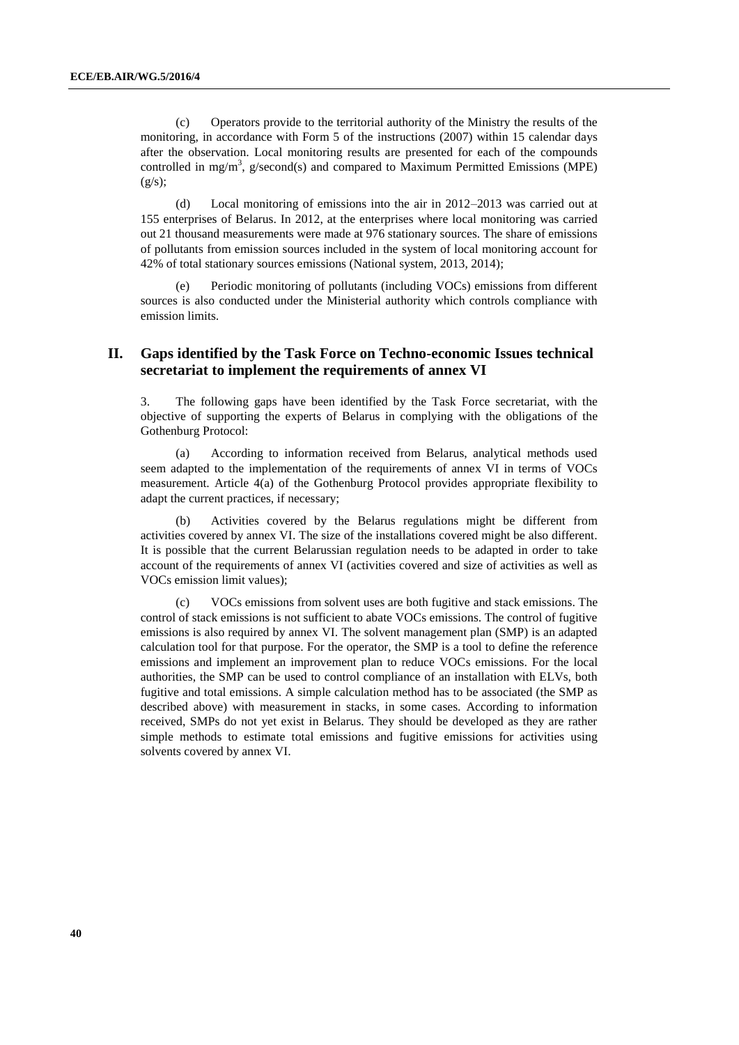(c) Operators provide to the territorial authority of the Ministry the results of the monitoring, in accordance with Form 5 of the instructions (2007) within 15 calendar days after the observation. Local monitoring results are presented for each of the compounds controlled in mg/m$^3$, g/second(s) and compared to Maximum Permitted Emissions (MPE) (g/s);

(d) Local monitoring of emissions into the air in 2012–2013 was carried out at 155 enterprises of Belarus. In 2012, at the enterprises where local monitoring was carried out 21 thousand measurements were made at 976 stationary sources. The share of emissions of pollutants from emission sources included in the system of local monitoring account for 42% of total stationary sources emissions (National system, 2013, 2014);

(e) Periodic monitoring of pollutants (including VOCs) emissions from different sources is also conducted under the Ministerial authority which controls compliance with emission limits.

## II. Gaps identified by the Task Force on Techno-economic Issues technical secretariat to implement the requirements of annex VI

3. The following gaps have been identified by the Task Force secretariat, with the objective of supporting the experts of Belarus in complying with the obligations of the Gothenburg Protocol:

(a) According to information received from Belarus, analytical methods used seem adapted to the implementation of the requirements of annex VI in terms of VOCs measurement. Article 4(a) of the Gothenburg Protocol provides appropriate flexibility to adapt the current practices, if necessary;

(b) Activities covered by the Belarus regulations might be different from activities covered by annex VI. The size of the installations covered might be also different. It is possible that the current Belarussian regulation needs to be adapted in order to take account of the requirements of annex VI (activities covered and size of activities as well as VOCs emission limit values);

(c) VOCs emissions from solvent uses are both fugitive and stack emissions. The control of stack emissions is not sufficient to abate VOCs emissions. The control of fugitive emissions is also required by annex VI. The solvent management plan (SMP) is an adapted calculation tool for that purpose. For the operator, the SMP is a tool to define the reference emissions and implement an improvement plan to reduce VOCs emissions. For the local authorities, the SMP can be used to control compliance of an installation with ELVs, both fugitive and total emissions. A simple calculation method has to be associated (the SMP as described above) with measurement in stacks, in some cases. According to information received, SMPs do not yet exist in Belarus. They should be developed as they are rather simple methods to estimate total emissions and fugitive emissions for activities using solvents covered by annex VI.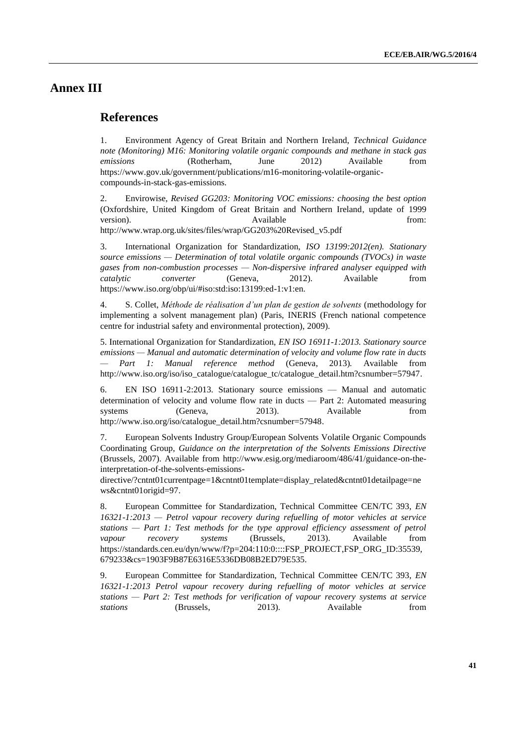# Annex III

## References

1. Environment Agency of Great Britain and Northern Ireland, *Technical Guidance note (Monitoring) M16: Monitoring volatile organic compounds and methane in stack gas emissions* (Rotherham, June 2012) Available from https://www.gov.uk/government/publications/m16-monitoring-volatile-organic-compounds-in-stack-gas-emissions.

2. Envirowise, *Revised GG203: Monitoring VOC emissions: choosing the best option* (Oxfordshire, United Kingdom of Great Britain and Northern Ireland, update of 1999 version). Available from: http://www.wrap.org.uk/sites/files/wrap/GG203%20Revised_v5.pdf

3. International Organization for Standardization, *ISO 13199:2012(en). Stationary source emissions — Determination of total volatile organic compounds (TVOCs) in waste gases from non-combustion processes — Non-dispersive infrared analyser equipped with catalytic converter* (Geneva, 2012). Available from https://www.iso.org/obp/ui/#iso:std:iso:13199:ed-1:v1:en.

4. S. Collet, *Méthode de réalisation d'un plan de gestion de solvents* (methodology for implementing a solvent management plan) (Paris, INERIS (French national competence centre for industrial safety and environmental protection), 2009).

5. International Organization for Standardization, *EN ISO 16911-1:2013. Stationary source emissions — Manual and automatic determination of velocity and volume flow rate in ducts — Part 1: Manual reference method* (Geneva, 2013). Available from http://www.iso.org/iso/iso_catalogue/catalogue_tc/catalogue_detail.htm?csnumber=57947.

6. EN ISO 16911-2:2013. Stationary source emissions — Manual and automatic determination of velocity and volume flow rate in ducts — Part 2: Automated measuring systems (Geneva, 2013). Available from http://www.iso.org/iso/catalogue_detail.htm?csnumber=57948.

7. European Solvents Industry Group/European Solvents Volatile Organic Compounds Coordinating Group, *Guidance on the interpretation of the Solvents Emissions Directive* (Brussels, 2007). Available from http://www.esig.org/mediaroom/486/41/guidance-on-the-interpretation-of-the-solvents-emissions-directive/?cntnt01currentpage=1&cntnt01template=display_related&cntnt01detailpage=news&cntnt01origid=97.

8. European Committee for Standardization, Technical Committee CEN/TC 393, *EN 16321-1:2013 — Petrol vapour recovery during refuelling of motor vehicles at service stations — Part 1: Test methods for the type approval efficiency assessment of petrol vapour recovery systems* (Brussels, 2013). Available from https://standards.cen.eu/dyn/www/f?p=204:110:0::::FSP_PROJECT,FSP_ORG_ID:35539,679233&cs=1903F9B87E6316E5336DB08B2ED79E535.

9. European Committee for Standardization, Technical Committee CEN/TC 393, *EN 16321-1:2013 Petrol vapour recovery during refuelling of motor vehicles at service stations — Part 2: Test methods for verification of vapour recovery systems at service stations* (Brussels, 2013). Available from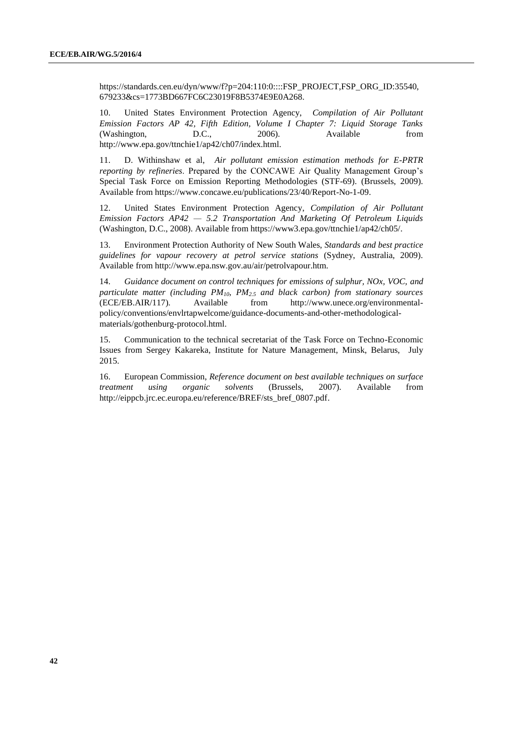https://standards.cen.eu/dyn/www/f?p=204:110:0::::FSP_PROJECT,FSP_ORG_ID:35540,679233&cs=1773BD667FC6C23019F8B5374E9E0A268.

10. United States Environment Protection Agency, *Compilation of Air Pollutant Emission Factors AP 42, Fifth Edition, Volume I Chapter 7: Liquid Storage Tanks* (Washington, D.C., 2006). Available from http://www.epa.gov/ttnchie1/ap42/ch07/index.html.

11. D. Withinshaw et al, *Air pollutant emission estimation methods for E-PRTR reporting by refineries*. Prepared by the CONCAWE Air Quality Management Group's Special Task Force on Emission Reporting Methodologies (STF-69). (Brussels, 2009). Available from https://www.concawe.eu/publications/23/40/Report-No-1-09.

12. United States Environment Protection Agency, *Compilation of Air Pollutant Emission Factors AP42 — 5.2 Transportation And Marketing Of Petroleum Liquids* (Washington, D.C., 2008). Available from https://www3.epa.gov/ttnchie1/ap42/ch05/.

13. Environment Protection Authority of New South Wales, *Standards and best practice guidelines for vapour recovery at petrol service stations* (Sydney, Australia, 2009). Available from http://www.epa.nsw.gov.au/air/petrolvapour.htm.

14. *Guidance document on control techniques for emissions of sulphur, NOx, VOC, and particulate matter (including $PM_{10}$, $PM_{2.5}$ and black carbon) from stationary sources* (ECE/EB.AIR/117). Available from http://www.unece.org/environmental-policy/conventions/envlrtapwelcome/guidance-documents-and-other-methodological-materials/gothenburg-protocol.html.

15. Communication to the technical secretariat of the Task Force on Techno-Economic Issues from Sergey Kakareka, Institute for Nature Management, Minsk, Belarus, July 2015.

16. European Commission, *Reference document on best available techniques on surface treatment using organic solvents* (Brussels, 2007). Available from http://eippcb.jrc.ec.europa.eu/reference/BREF/sts_bref_0807.pdf.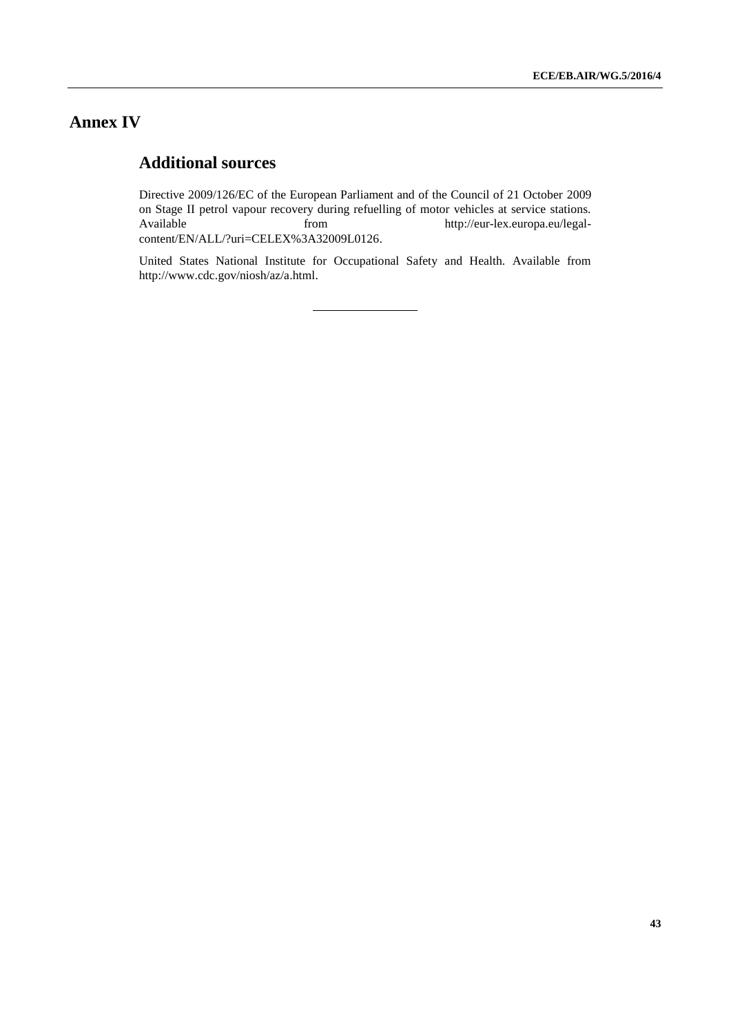# Annex IV

## Additional sources

Directive 2009/126/EC of the European Parliament and of the Council of 21 October 2009 on Stage II petrol vapour recovery during refuelling of motor vehicles at service stations. Available from http://eur-lex.europa.eu/legal-content/EN/ALL/?uri=CELEX%3A32009L0126.

United States National Institute for Occupational Safety and Health. Available from http://www.cdc.gov/niosh/az/a.html.